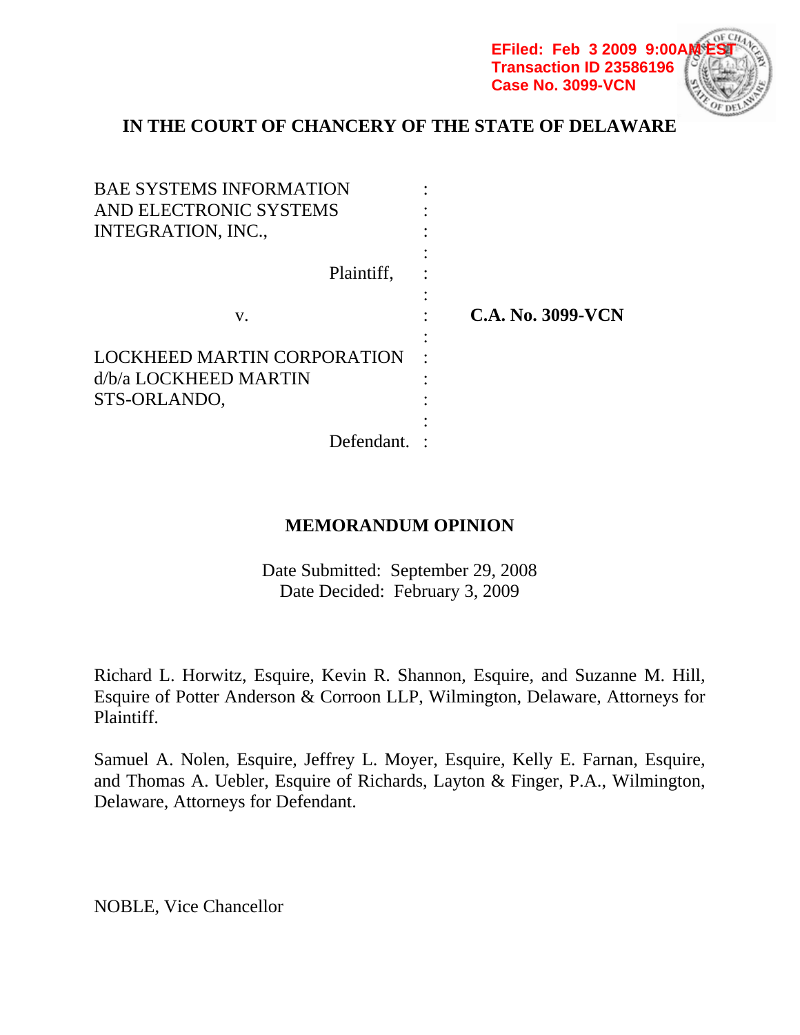EFiled: Feb 3 2009 9:00AM EST
Transaction ID 23586196
Case No. 3099-VCN

**IN THE COURT OF CHANCERY OF THE STATE OF DELAWARE**

| | | |
|---|---|---|
| BAE SYSTEMS INFORMATION AND ELECTRONIC SYSTEMS INTEGRATION, INC., | : | |
| Plaintiff, | : | |
| v. | : | **C.A. No. 3099-VCN** |
| LOCKHEED MARTIN CORPORATION d/b/a LOCKHEED MARTIN STS-ORLANDO, | : | |
| Defendant. | : | |

## MEMORANDUM OPINION

Date Submitted: September 29, 2008
Date Decided: February 3, 2009

Richard L. Horwitz, Esquire, Kevin R. Shannon, Esquire, and Suzanne M. Hill, Esquire of Potter Anderson & Corroon LLP, Wilmington, Delaware, Attorneys for Plaintiff.

Samuel A. Nolen, Esquire, Jeffrey L. Moyer, Esquire, Kelly E. Farnan, Esquire, and Thomas A. Uebler, Esquire of Richards, Layton & Finger, P.A., Wilmington, Delaware, Attorneys for Defendant.

NOBLE, Vice Chancellor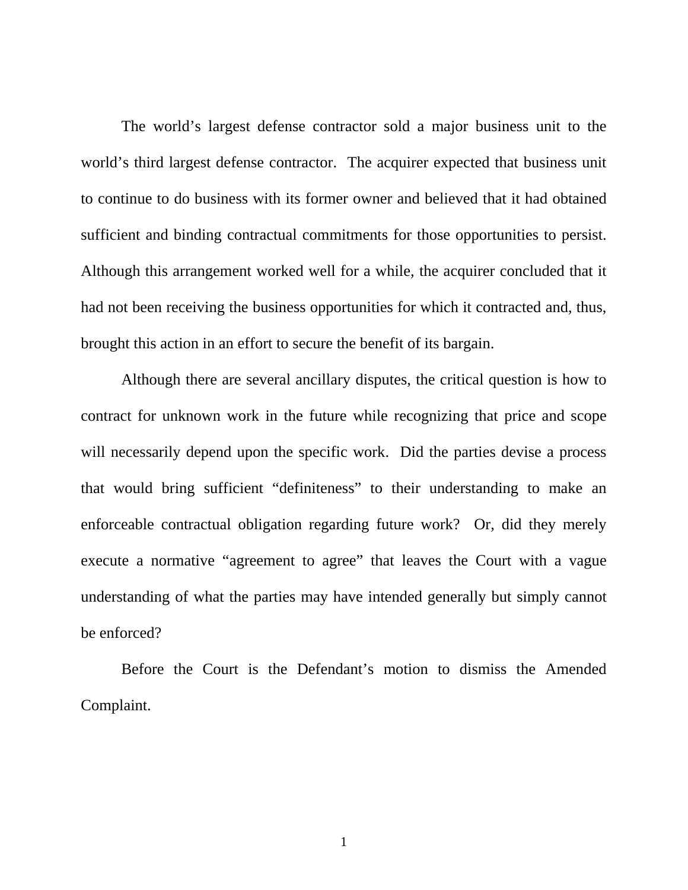The world's largest defense contractor sold a major business unit to the world's third largest defense contractor. The acquirer expected that business unit to continue to do business with its former owner and believed that it had obtained sufficient and binding contractual commitments for those opportunities to persist. Although this arrangement worked well for a while, the acquirer concluded that it had not been receiving the business opportunities for which it contracted and, thus, brought this action in an effort to secure the benefit of its bargain.

Although there are several ancillary disputes, the critical question is how to contract for unknown work in the future while recognizing that price and scope will necessarily depend upon the specific work. Did the parties devise a process that would bring sufficient "definiteness" to their understanding to make an enforceable contractual obligation regarding future work? Or, did they merely execute a normative "agreement to agree" that leaves the Court with a vague understanding of what the parties may have intended generally but simply cannot be enforced?

Before the Court is the Defendant's motion to dismiss the Amended Complaint.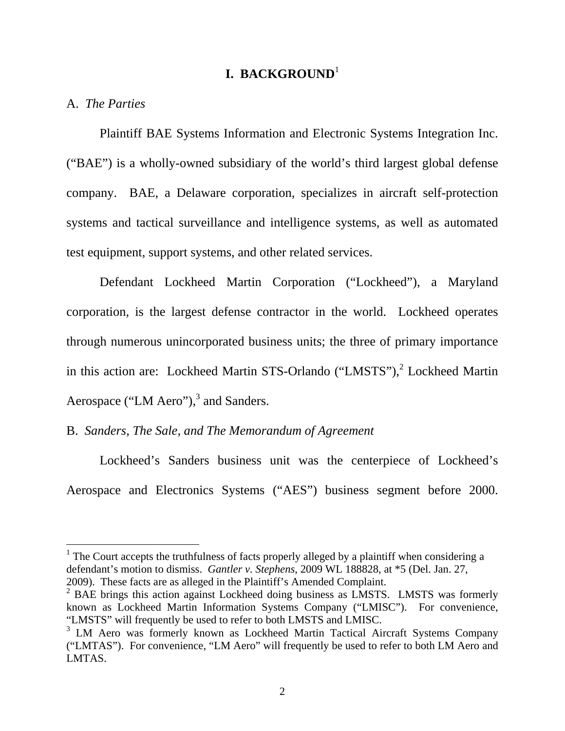# I. BACKGROUND[1]

A. *The Parties*

Plaintiff BAE Systems Information and Electronic Systems Integration Inc. ("BAE") is a wholly-owned subsidiary of the world's third largest global defense company. BAE, a Delaware corporation, specializes in aircraft self-protection systems and tactical surveillance and intelligence systems, as well as automated test equipment, support systems, and other related services.

Defendant Lockheed Martin Corporation ("Lockheed"), a Maryland corporation, is the largest defense contractor in the world. Lockheed operates through numerous unincorporated business units; the three of primary importance in this action are: Lockheed Martin STS-Orlando ("LMSTS"),[2] Lockheed Martin Aerospace ("LM Aero"),[3] and Sanders.

B. *Sanders, The Sale, and The Memorandum of Agreement*

Lockheed's Sanders business unit was the centerpiece of Lockheed's Aerospace and Electronics Systems ("AES") business segment before 2000.

---

[1] The Court accepts the truthfulness of facts properly alleged by a plaintiff when considering a defendant's motion to dismiss. *Gantler v. Stephens*, 2009 WL 188828, at *5 (Del. Jan. 27, 2009). These facts are as alleged in the Plaintiff's Amended Complaint.

[2] BAE brings this action against Lockheed doing business as LMSTS. LMSTS was formerly known as Lockheed Martin Information Systems Company ("LMISC"). For convenience, "LMSTS" will frequently be used to refer to both LMSTS and LMISC.

[3] LM Aero was formerly known as Lockheed Martin Tactical Aircraft Systems Company ("LMTAS"). For convenience, "LM Aero" will frequently be used to refer to both LM Aero and LMTAS.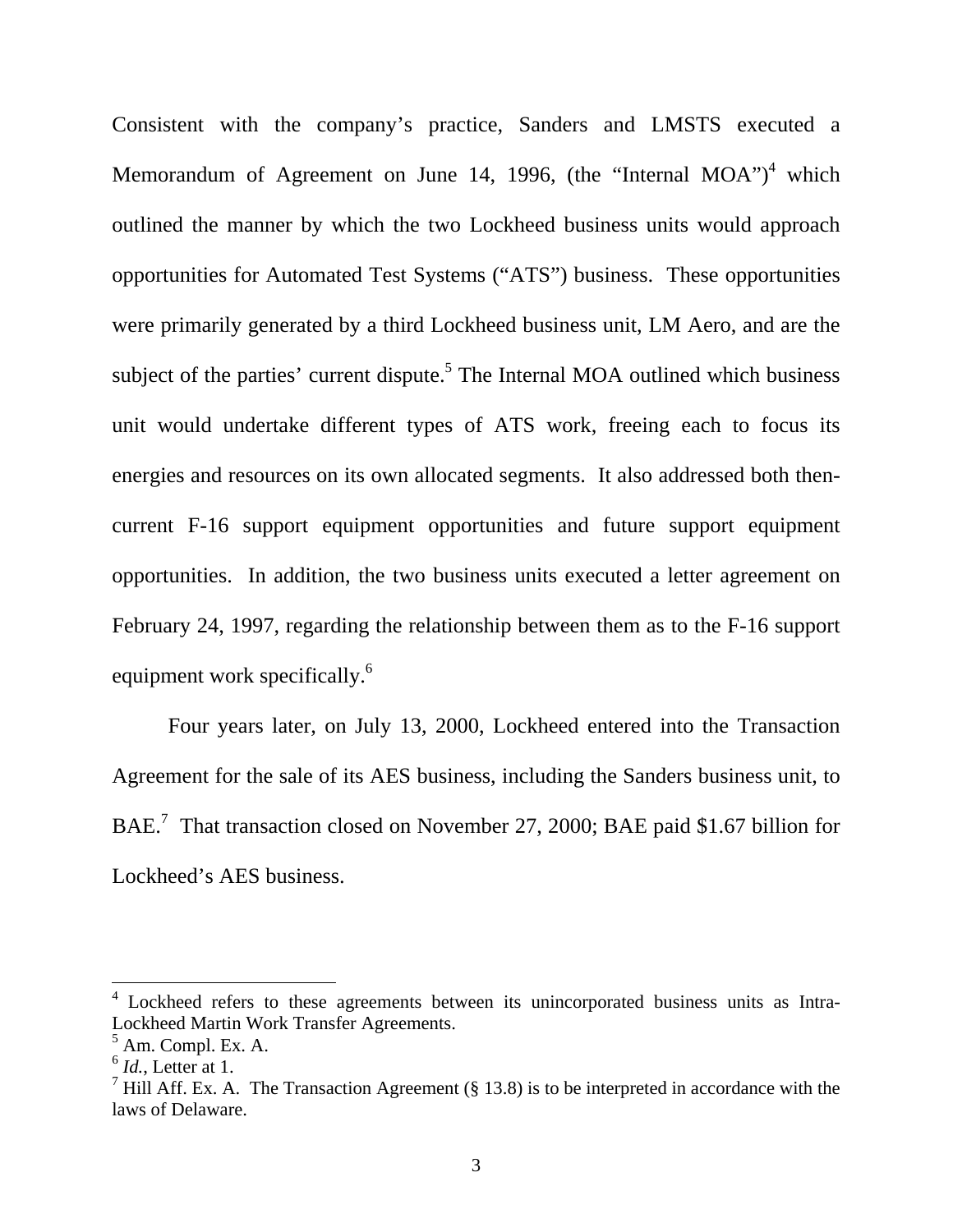Consistent with the company's practice, Sanders and LMSTS executed a Memorandum of Agreement on June 14, 1996, (the "Internal MOA")[4] which outlined the manner by which the two Lockheed business units would approach opportunities for Automated Test Systems ("ATS") business. These opportunities were primarily generated by a third Lockheed business unit, LM Aero, and are the subject of the parties' current dispute.[5] The Internal MOA outlined which business unit would undertake different types of ATS work, freeing each to focus its energies and resources on its own allocated segments. It also addressed both then-current F-16 support equipment opportunities and future support equipment opportunities. In addition, the two business units executed a letter agreement on February 24, 1997, regarding the relationship between them as to the F-16 support equipment work specifically.[6]

Four years later, on July 13, 2000, Lockheed entered into the Transaction Agreement for the sale of its AES business, including the Sanders business unit, to BAE.[7] That transaction closed on November 27, 2000; BAE paid $1.67 billion for Lockheed's AES business.

---

[4] Lockheed refers to these agreements between its unincorporated business units as Intra-Lockheed Martin Work Transfer Agreements.

[5] Am. Compl. Ex. A.

[6] *Id.*, Letter at 1.

[7] Hill Aff. Ex. A. The Transaction Agreement (§ 13.8) is to be interpreted in accordance with the laws of Delaware.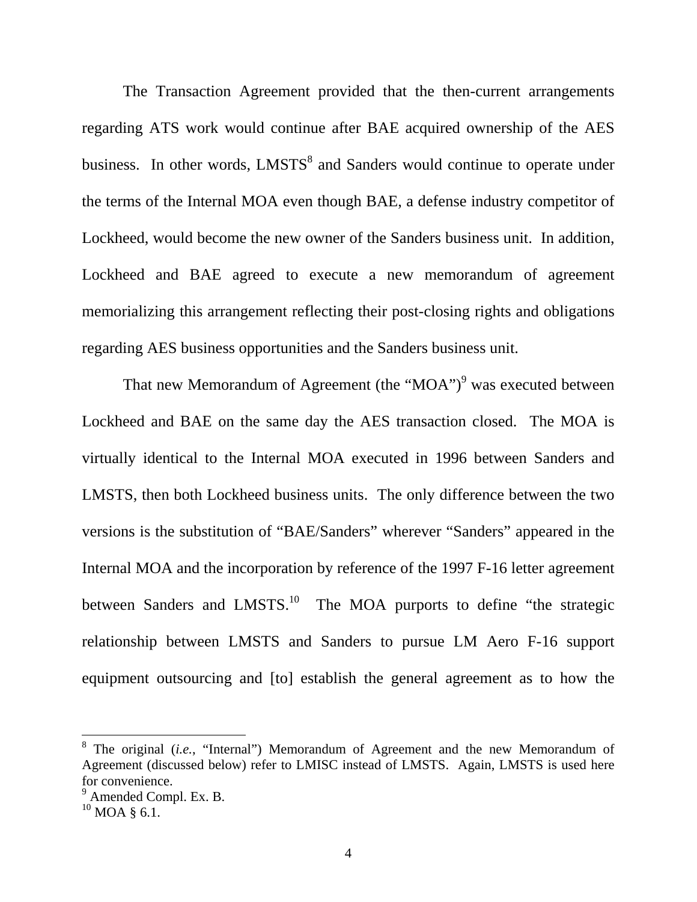The Transaction Agreement provided that the then-current arrangements regarding ATS work would continue after BAE acquired ownership of the AES business. In other words, LMSTS[8] and Sanders would continue to operate under the terms of the Internal MOA even though BAE, a defense industry competitor of Lockheed, would become the new owner of the Sanders business unit. In addition, Lockheed and BAE agreed to execute a new memorandum of agreement memorializing this arrangement reflecting their post-closing rights and obligations regarding AES business opportunities and the Sanders business unit.

That new Memorandum of Agreement (the "MOA")[9] was executed between Lockheed and BAE on the same day the AES transaction closed. The MOA is virtually identical to the Internal MOA executed in 1996 between Sanders and LMSTS, then both Lockheed business units. The only difference between the two versions is the substitution of "BAE/Sanders" wherever "Sanders" appeared in the Internal MOA and the incorporation by reference of the 1997 F-16 letter agreement between Sanders and LMSTS.[10] The MOA purports to define "the strategic relationship between LMSTS and Sanders to pursue LM Aero F-16 support equipment outsourcing and [to] establish the general agreement as to how the

---

[8] The original (*i.e.*, "Internal") Memorandum of Agreement and the new Memorandum of Agreement (discussed below) refer to LMISC instead of LMSTS. Again, LMSTS is used here for convenience.

[9] Amended Compl. Ex. B.

[10] MOA § 6.1.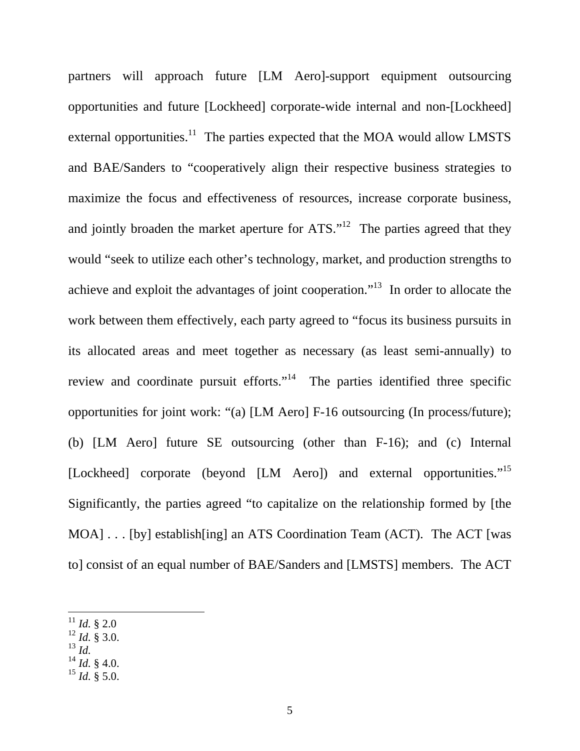partners will approach future [LM Aero]-support equipment outsourcing opportunities and future [Lockheed] corporate-wide internal and non-[Lockheed] external opportunities.[11] The parties expected that the MOA would allow LMSTS and BAE/Sanders to "cooperatively align their respective business strategies to maximize the focus and effectiveness of resources, increase corporate business, and jointly broaden the market aperture for ATS."[12] The parties agreed that they would "seek to utilize each other's technology, market, and production strengths to achieve and exploit the advantages of joint cooperation."[13] In order to allocate the work between them effectively, each party agreed to "focus its business pursuits in its allocated areas and meet together as necessary (as least semi-annually) to review and coordinate pursuit efforts."[14] The parties identified three specific opportunities for joint work: "(a) [LM Aero] F-16 outsourcing (In process/future); (b) [LM Aero] future SE outsourcing (other than F-16); and (c) Internal [Lockheed] corporate (beyond [LM Aero]) and external opportunities."[15] Significantly, the parties agreed "to capitalize on the relationship formed by [the MOA] . . . [by] establish[ing] an ATS Coordination Team (ACT). The ACT [was to] consist of an equal number of BAE/Sanders and [LMSTS] members. The ACT

---

[11] *Id.* § 2.0
[12] *Id.* § 3.0.
[13] *Id.*
[14] *Id.* § 4.0.
[15] *Id.* § 5.0.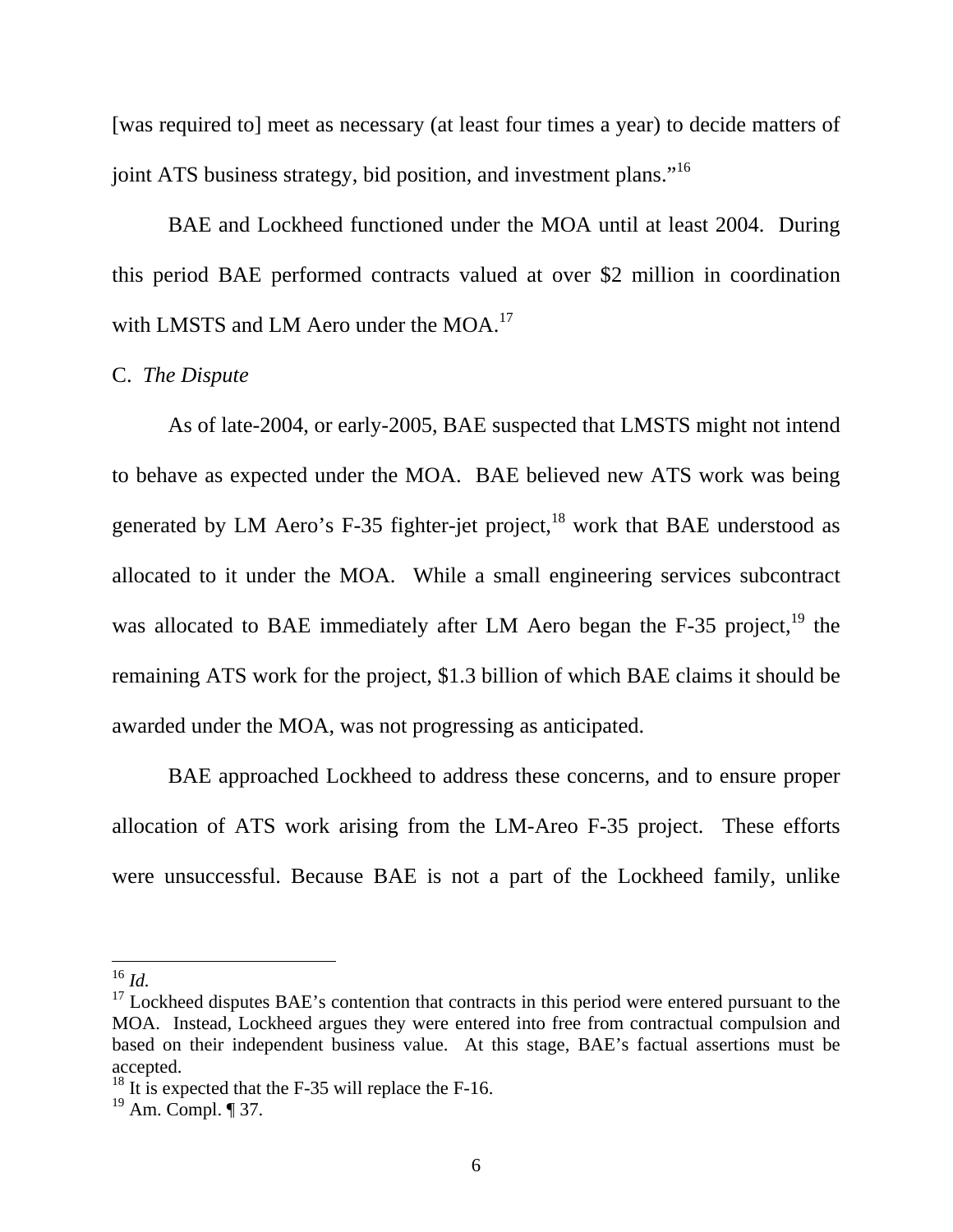[was required to] meet as necessary (at least four times a year) to decide matters of joint ATS business strategy, bid position, and investment plans."[16]

BAE and Lockheed functioned under the MOA until at least 2004. During this period BAE performed contracts valued at over $2 million in coordination with LMSTS and LM Aero under the MOA.[17]

C. *The Dispute*

As of late-2004, or early-2005, BAE suspected that LMSTS might not intend to behave as expected under the MOA. BAE believed new ATS work was being generated by LM Aero's F-35 fighter-jet project,[18] work that BAE understood as allocated to it under the MOA. While a small engineering services subcontract was allocated to BAE immediately after LM Aero began the F-35 project,[19] the remaining ATS work for the project, $1.3 billion of which BAE claims it should be awarded under the MOA, was not progressing as anticipated.

BAE approached Lockheed to address these concerns, and to ensure proper allocation of ATS work arising from the LM-Areo F-35 project. These efforts were unsuccessful. Because BAE is not a part of the Lockheed family, unlike

---

[16] *Id.*

[17] Lockheed disputes BAE's contention that contracts in this period were entered pursuant to the MOA. Instead, Lockheed argues they were entered into free from contractual compulsion and based on their independent business value. At this stage, BAE's factual assertions must be accepted.

[18] It is expected that the F-35 will replace the F-16.

[19] Am. Compl. ¶ 37.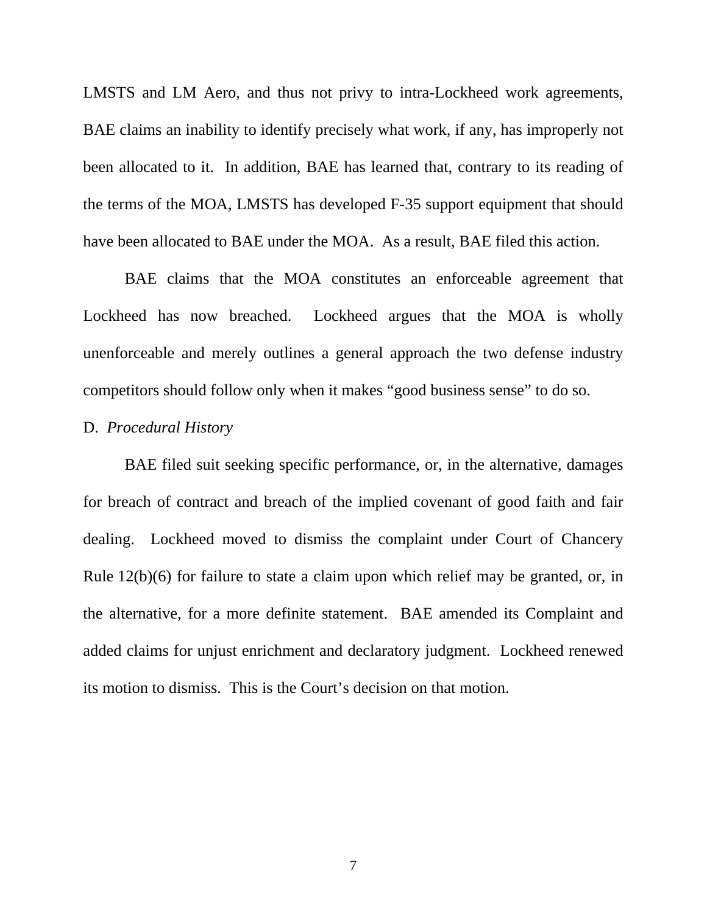LMSTS and LM Aero, and thus not privy to intra-Lockheed work agreements, BAE claims an inability to identify precisely what work, if any, has improperly not been allocated to it. In addition, BAE has learned that, contrary to its reading of the terms of the MOA, LMSTS has developed F-35 support equipment that should have been allocated to BAE under the MOA. As a result, BAE filed this action.

BAE claims that the MOA constitutes an enforceable agreement that Lockheed has now breached. Lockheed argues that the MOA is wholly unenforceable and merely outlines a general approach the two defense industry competitors should follow only when it makes "good business sense" to do so.

D. *Procedural History*

BAE filed suit seeking specific performance, or, in the alternative, damages for breach of contract and breach of the implied covenant of good faith and fair dealing. Lockheed moved to dismiss the complaint under Court of Chancery Rule 12(b)(6) for failure to state a claim upon which relief may be granted, or, in the alternative, for a more definite statement. BAE amended its Complaint and added claims for unjust enrichment and declaratory judgment. Lockheed renewed its motion to dismiss. This is the Court's decision on that motion.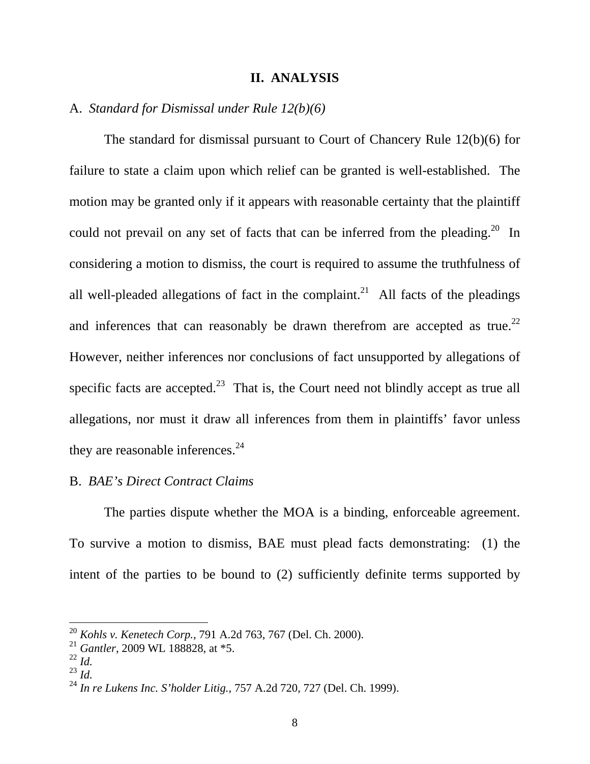## II. ANALYSIS

### A. *Standard for Dismissal under Rule 12(b)(6)*

The standard for dismissal pursuant to Court of Chancery Rule 12(b)(6) for failure to state a claim upon which relief can be granted is well-established. The motion may be granted only if it appears with reasonable certainty that the plaintiff could not prevail on any set of facts that can be inferred from the pleading.[20] In considering a motion to dismiss, the court is required to assume the truthfulness of all well-pleaded allegations of fact in the complaint.[21] All facts of the pleadings and inferences that can reasonably be drawn therefrom are accepted as true.[22] However, neither inferences nor conclusions of fact unsupported by allegations of specific facts are accepted.[23] That is, the Court need not blindly accept as true all allegations, nor must it draw all inferences from them in plaintiffs' favor unless they are reasonable inferences.[24]

### B. *BAE's Direct Contract Claims*

The parties dispute whether the MOA is a binding, enforceable agreement. To survive a motion to dismiss, BAE must plead facts demonstrating: (1) the intent of the parties to be bound to (2) sufficiently definite terms supported by

---

[20] *Kohls v. Kenetech Corp.*, 791 A.2d 763, 767 (Del. Ch. 2000).

[21] *Gantler*, 2009 WL 188828, at *5.

[22] *Id.*

[23] *Id.*

[24] *In re Lukens Inc. S'holder Litig.*, 757 A.2d 720, 727 (Del. Ch. 1999).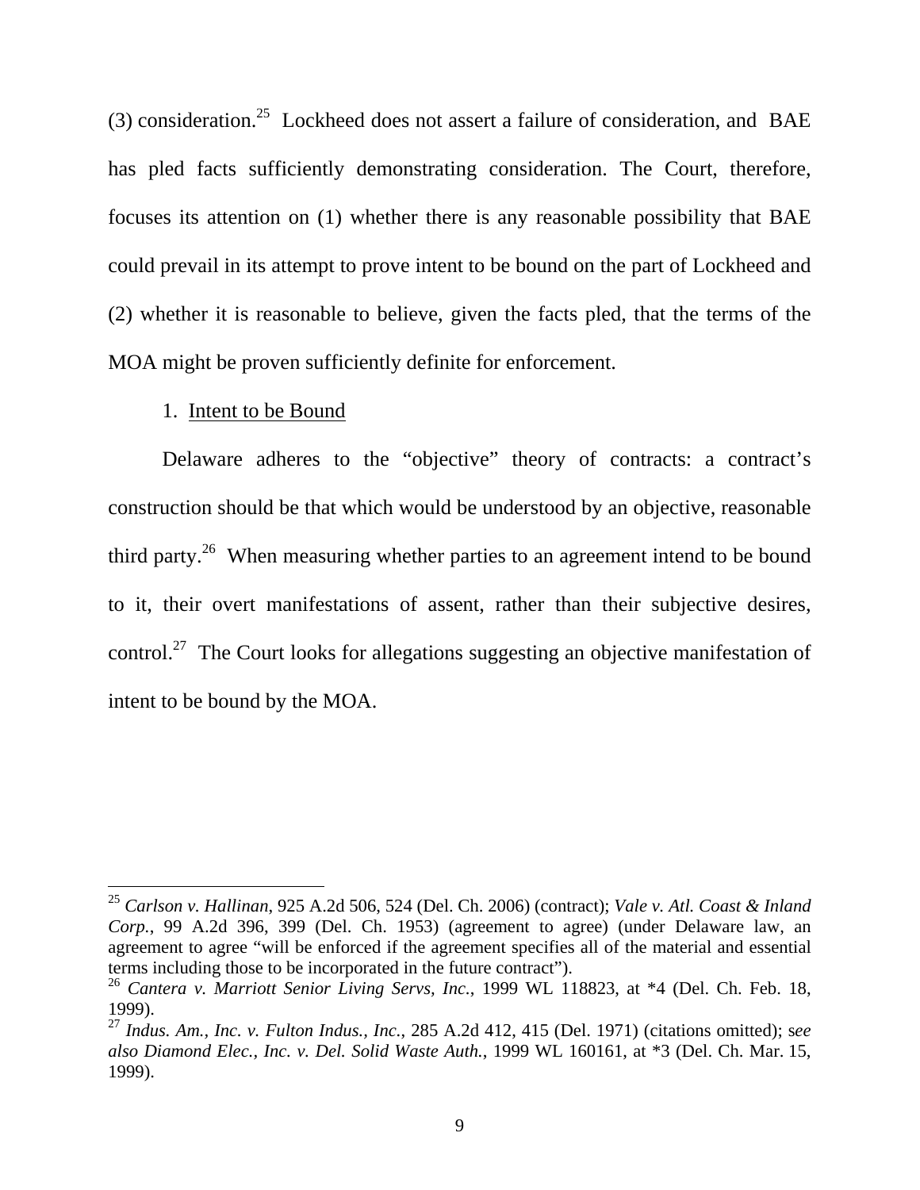(3) consideration.[25] Lockheed does not assert a failure of consideration, and BAE has pled facts sufficiently demonstrating consideration. The Court, therefore, focuses its attention on (1) whether there is any reasonable possibility that BAE could prevail in its attempt to prove intent to be bound on the part of Lockheed and (2) whether it is reasonable to believe, given the facts pled, that the terms of the MOA might be proven sufficiently definite for enforcement.

1. Intent to be Bound

Delaware adheres to the "objective" theory of contracts: a contract's construction should be that which would be understood by an objective, reasonable third party.[26] When measuring whether parties to an agreement intend to be bound to it, their overt manifestations of assent, rather than their subjective desires, control.[27] The Court looks for allegations suggesting an objective manifestation of intent to be bound by the MOA.

---

[25] *Carlson v. Hallinan*, 925 A.2d 506, 524 (Del. Ch. 2006) (contract); *Vale v. Atl. Coast & Inland Corp.*, 99 A.2d 396, 399 (Del. Ch. 1953) (agreement to agree) (under Delaware law, an agreement to agree "will be enforced if the agreement specifies all of the material and essential terms including those to be incorporated in the future contract").

[26] *Cantera v. Marriott Senior Living Servs, Inc.*, 1999 WL 118823, at *4 (Del. Ch. Feb. 18, 1999).

[27] *Indus. Am., Inc. v. Fulton Indus., Inc.*, 285 A.2d 412, 415 (Del. 1971) (citations omitted); s*ee also Diamond Elec., Inc. v. Del. Solid Waste Auth.*, 1999 WL 160161, at *3 (Del. Ch. Mar. 15, 1999).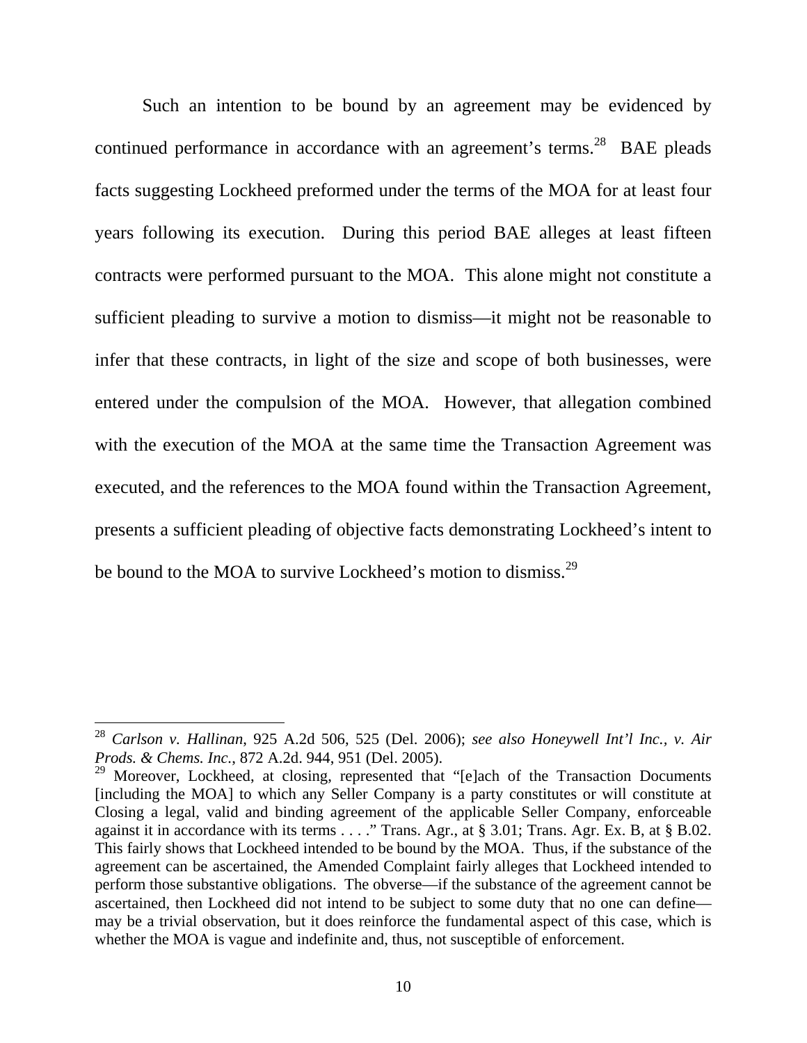Such an intention to be bound by an agreement may be evidenced by continued performance in accordance with an agreement's terms.[28] BAE pleads facts suggesting Lockheed preformed under the terms of the MOA for at least four years following its execution. During this period BAE alleges at least fifteen contracts were performed pursuant to the MOA. This alone might not constitute a sufficient pleading to survive a motion to dismiss—it might not be reasonable to infer that these contracts, in light of the size and scope of both businesses, were entered under the compulsion of the MOA. However, that allegation combined with the execution of the MOA at the same time the Transaction Agreement was executed, and the references to the MOA found within the Transaction Agreement, presents a sufficient pleading of objective facts demonstrating Lockheed's intent to be bound to the MOA to survive Lockheed's motion to dismiss.[29]

---

[28] *Carlson v. Hallinan*, 925 A.2d 506, 525 (Del. 2006); *see also Honeywell Int'l Inc., v. Air Prods. & Chems. Inc.*, 872 A.2d. 944, 951 (Del. 2005).

[29] Moreover, Lockheed, at closing, represented that "[e]ach of the Transaction Documents [including the MOA] to which any Seller Company is a party constitutes or will constitute at Closing a legal, valid and binding agreement of the applicable Seller Company, enforceable against it in accordance with its terms . . . ." Trans. Agr., at § 3.01; Trans. Agr. Ex. B, at § B.02. This fairly shows that Lockheed intended to be bound by the MOA. Thus, if the substance of the agreement can be ascertained, the Amended Complaint fairly alleges that Lockheed intended to perform those substantive obligations. The obverse—if the substance of the agreement cannot be ascertained, then Lockheed did not intend to be subject to some duty that no one can define—may be a trivial observation, but it does reinforce the fundamental aspect of this case, which is whether the MOA is vague and indefinite and, thus, not susceptible of enforcement.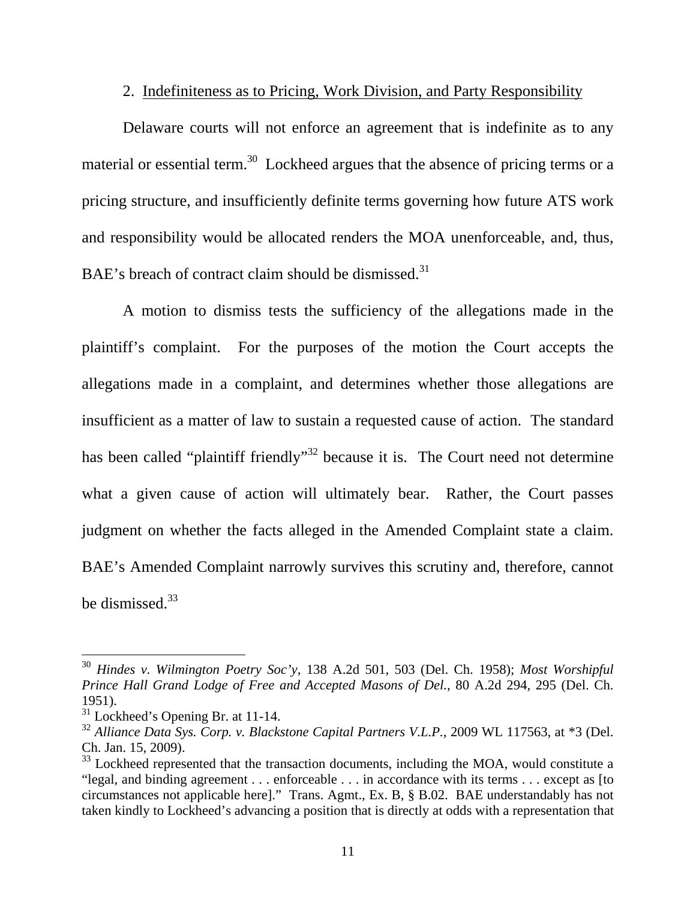2. Indefiniteness as to Pricing, Work Division, and Party Responsibility

Delaware courts will not enforce an agreement that is indefinite as to any material or essential term.[30] Lockheed argues that the absence of pricing terms or a pricing structure, and insufficiently definite terms governing how future ATS work and responsibility would be allocated renders the MOA unenforceable, and, thus, BAE's breach of contract claim should be dismissed.[31]

A motion to dismiss tests the sufficiency of the allegations made in the plaintiff's complaint. For the purposes of the motion the Court accepts the allegations made in a complaint, and determines whether those allegations are insufficient as a matter of law to sustain a requested cause of action. The standard has been called "plaintiff friendly"[32] because it is. The Court need not determine what a given cause of action will ultimately bear. Rather, the Court passes judgment on whether the facts alleged in the Amended Complaint state a claim. BAE's Amended Complaint narrowly survives this scrutiny and, therefore, cannot be dismissed.[33]

---

[30] *Hindes v. Wilmington Poetry Soc'y*, 138 A.2d 501, 503 (Del. Ch. 1958); *Most Worshipful Prince Hall Grand Lodge of Free and Accepted Masons of Del.*, 80 A.2d 294, 295 (Del. Ch. 1951).

[31] Lockheed's Opening Br. at 11-14.

[32] *Alliance Data Sys. Corp. v. Blackstone Capital Partners V.L.P.*, 2009 WL 117563, at *3 (Del. Ch. Jan. 15, 2009).

[33] Lockheed represented that the transaction documents, including the MOA, would constitute a "legal, and binding agreement . . . enforceable . . . in accordance with its terms . . . except as [to circumstances not applicable here]." Trans. Agmt., Ex. B, § B.02. BAE understandably has not taken kindly to Lockheed's advancing a position that is directly at odds with a representation that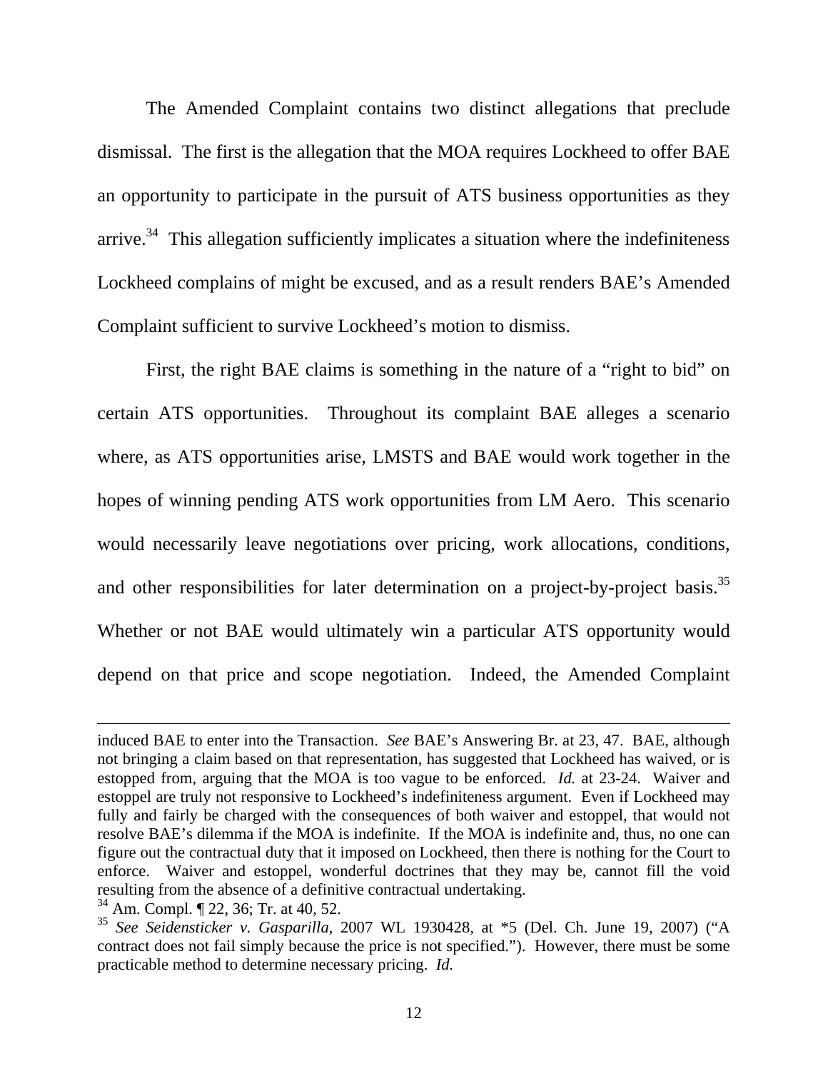The Amended Complaint contains two distinct allegations that preclude dismissal. The first is the allegation that the MOA requires Lockheed to offer BAE an opportunity to participate in the pursuit of ATS business opportunities as they arrive.[34] This allegation sufficiently implicates a situation where the indefiniteness Lockheed complains of might be excused, and as a result renders BAE's Amended Complaint sufficient to survive Lockheed's motion to dismiss.

First, the right BAE claims is something in the nature of a "right to bid" on certain ATS opportunities. Throughout its complaint BAE alleges a scenario where, as ATS opportunities arise, LMSTS and BAE would work together in the hopes of winning pending ATS work opportunities from LM Aero. This scenario would necessarily leave negotiations over pricing, work allocations, conditions, and other responsibilities for later determination on a project-by-project basis.[35] Whether or not BAE would ultimately win a particular ATS opportunity would depend on that price and scope negotiation. Indeed, the Amended Complaint

---

induced BAE to enter into the Transaction. *See* BAE's Answering Br. at 23, 47. BAE, although not bringing a claim based on that representation, has suggested that Lockheed has waived, or is estopped from, arguing that the MOA is too vague to be enforced. *Id.* at 23-24. Waiver and estoppel are truly not responsive to Lockheed's indefiniteness argument. Even if Lockheed may fully and fairly be charged with the consequences of both waiver and estoppel, that would not resolve BAE's dilemma if the MOA is indefinite. If the MOA is indefinite and, thus, no one can figure out the contractual duty that it imposed on Lockheed, then there is nothing for the Court to enforce. Waiver and estoppel, wonderful doctrines that they may be, cannot fill the void resulting from the absence of a definitive contractual undertaking.

[34] Am. Compl. ¶ 22, 36; Tr. at 40, 52.

[35] *See Seidensticker v. Gasparilla*, 2007 WL 1930428, at *5 (Del. Ch. June 19, 2007) ("A contract does not fail simply because the price is not specified."). However, there must be some practicable method to determine necessary pricing. *Id.*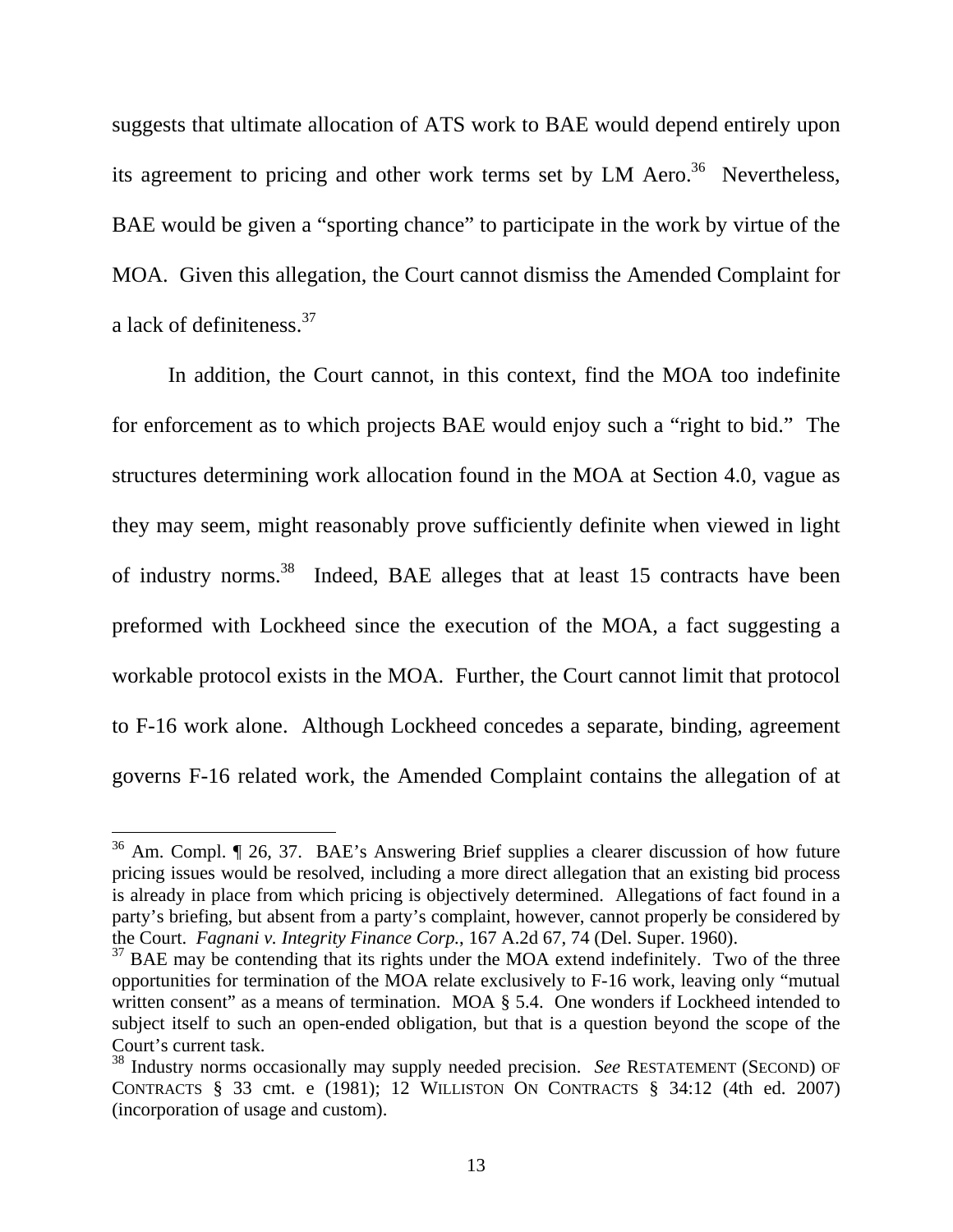suggests that ultimate allocation of ATS work to BAE would depend entirely upon its agreement to pricing and other work terms set by LM Aero.[36] Nevertheless, BAE would be given a "sporting chance" to participate in the work by virtue of the MOA. Given this allegation, the Court cannot dismiss the Amended Complaint for a lack of definiteness.[37]

In addition, the Court cannot, in this context, find the MOA too indefinite for enforcement as to which projects BAE would enjoy such a "right to bid." The structures determining work allocation found in the MOA at Section 4.0, vague as they may seem, might reasonably prove sufficiently definite when viewed in light of industry norms.[38] Indeed, BAE alleges that at least 15 contracts have been preformed with Lockheed since the execution of the MOA, a fact suggesting a workable protocol exists in the MOA. Further, the Court cannot limit that protocol to F-16 work alone. Although Lockheed concedes a separate, binding, agreement governs F-16 related work, the Amended Complaint contains the allegation of at

---

[36] Am. Compl. ¶ 26, 37. BAE's Answering Brief supplies a clearer discussion of how future pricing issues would be resolved, including a more direct allegation that an existing bid process is already in place from which pricing is objectively determined. Allegations of fact found in a party's briefing, but absent from a party's complaint, however, cannot properly be considered by the Court. *Fagnani v. Integrity Finance Corp.*, 167 A.2d 67, 74 (Del. Super. 1960).

[37] BAE may be contending that its rights under the MOA extend indefinitely. Two of the three opportunities for termination of the MOA relate exclusively to F-16 work, leaving only "mutual written consent" as a means of termination. MOA § 5.4. One wonders if Lockheed intended to subject itself to such an open-ended obligation, but that is a question beyond the scope of the Court's current task.

[38] Industry norms occasionally may supply needed precision. *See* RESTATEMENT (SECOND) OF CONTRACTS § 33 cmt. e (1981); 12 WILLISTON ON CONTRACTS § 34:12 (4th ed. 2007) (incorporation of usage and custom).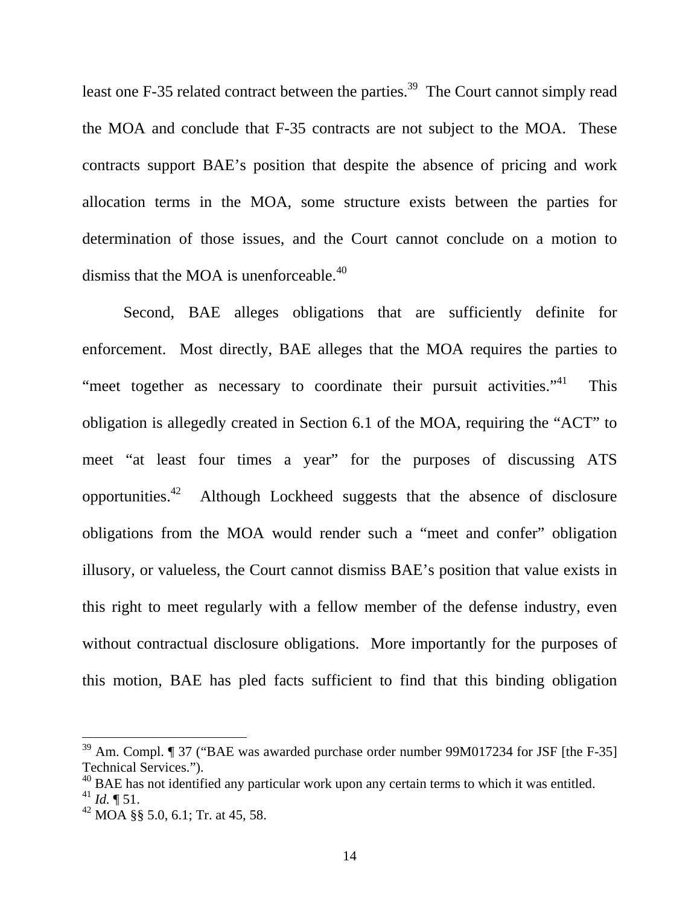least one F-35 related contract between the parties.[39] The Court cannot simply read the MOA and conclude that F-35 contracts are not subject to the MOA. These contracts support BAE's position that despite the absence of pricing and work allocation terms in the MOA, some structure exists between the parties for determination of those issues, and the Court cannot conclude on a motion to dismiss that the MOA is unenforceable.[40]

Second, BAE alleges obligations that are sufficiently definite for enforcement. Most directly, BAE alleges that the MOA requires the parties to "meet together as necessary to coordinate their pursuit activities."[41] This obligation is allegedly created in Section 6.1 of the MOA, requiring the "ACT" to meet "at least four times a year" for the purposes of discussing ATS opportunities.[42] Although Lockheed suggests that the absence of disclosure obligations from the MOA would render such a "meet and confer" obligation illusory, or valueless, the Court cannot dismiss BAE's position that value exists in this right to meet regularly with a fellow member of the defense industry, even without contractual disclosure obligations. More importantly for the purposes of this motion, BAE has pled facts sufficient to find that this binding obligation

---

[39] Am. Compl. ¶ 37 ("BAE was awarded purchase order number 99M017234 for JSF [the F-35] Technical Services.").

[40] BAE has not identified any particular work upon any certain terms to which it was entitled.

[41] *Id.* ¶ 51.

[42] MOA §§ 5.0, 6.1; Tr. at 45, 58.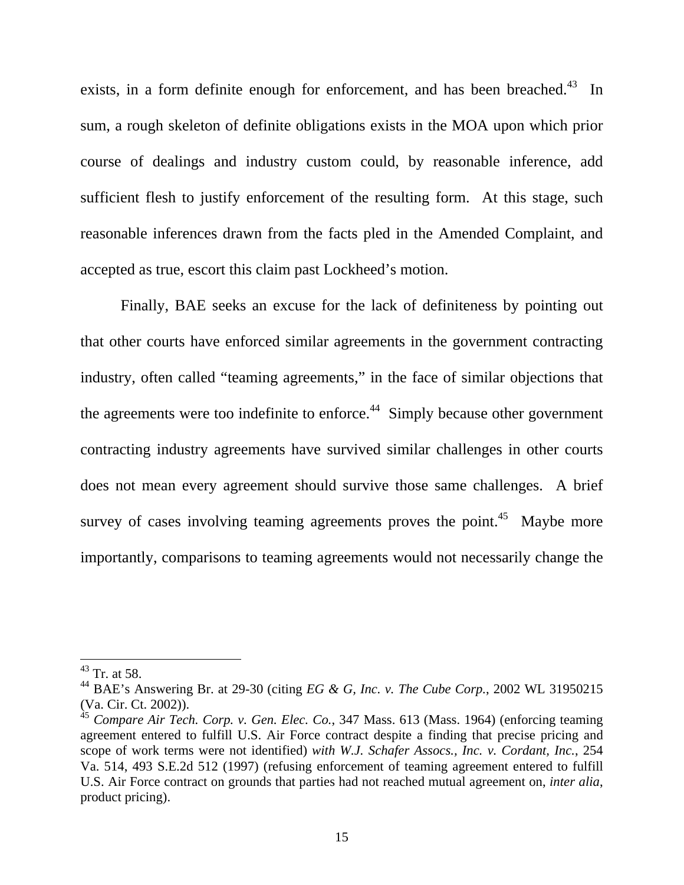exists, in a form definite enough for enforcement, and has been breached.[43] In sum, a rough skeleton of definite obligations exists in the MOA upon which prior course of dealings and industry custom could, by reasonable inference, add sufficient flesh to justify enforcement of the resulting form. At this stage, such reasonable inferences drawn from the facts pled in the Amended Complaint, and accepted as true, escort this claim past Lockheed's motion.

Finally, BAE seeks an excuse for the lack of definiteness by pointing out that other courts have enforced similar agreements in the government contracting industry, often called "teaming agreements," in the face of similar objections that the agreements were too indefinite to enforce.[44] Simply because other government contracting industry agreements have survived similar challenges in other courts does not mean every agreement should survive those same challenges. A brief survey of cases involving teaming agreements proves the point.[45] Maybe more importantly, comparisons to teaming agreements would not necessarily change the

---

[43] Tr. at 58.

[44] BAE's Answering Br. at 29-30 (citing *EG & G, Inc. v. The Cube Corp.*, 2002 WL 31950215 (Va. Cir. Ct. 2002)).

[45] *Compare Air Tech. Corp. v. Gen. Elec. Co.*, 347 Mass. 613 (Mass. 1964) (enforcing teaming agreement entered to fulfill U.S. Air Force contract despite a finding that precise pricing and scope of work terms were not identified) *with W.J. Schafer Assocs., Inc. v. Cordant, Inc.*, 254 Va. 514, 493 S.E.2d 512 (1997) (refusing enforcement of teaming agreement entered to fulfill U.S. Air Force contract on grounds that parties had not reached mutual agreement on, *inter alia*, product pricing).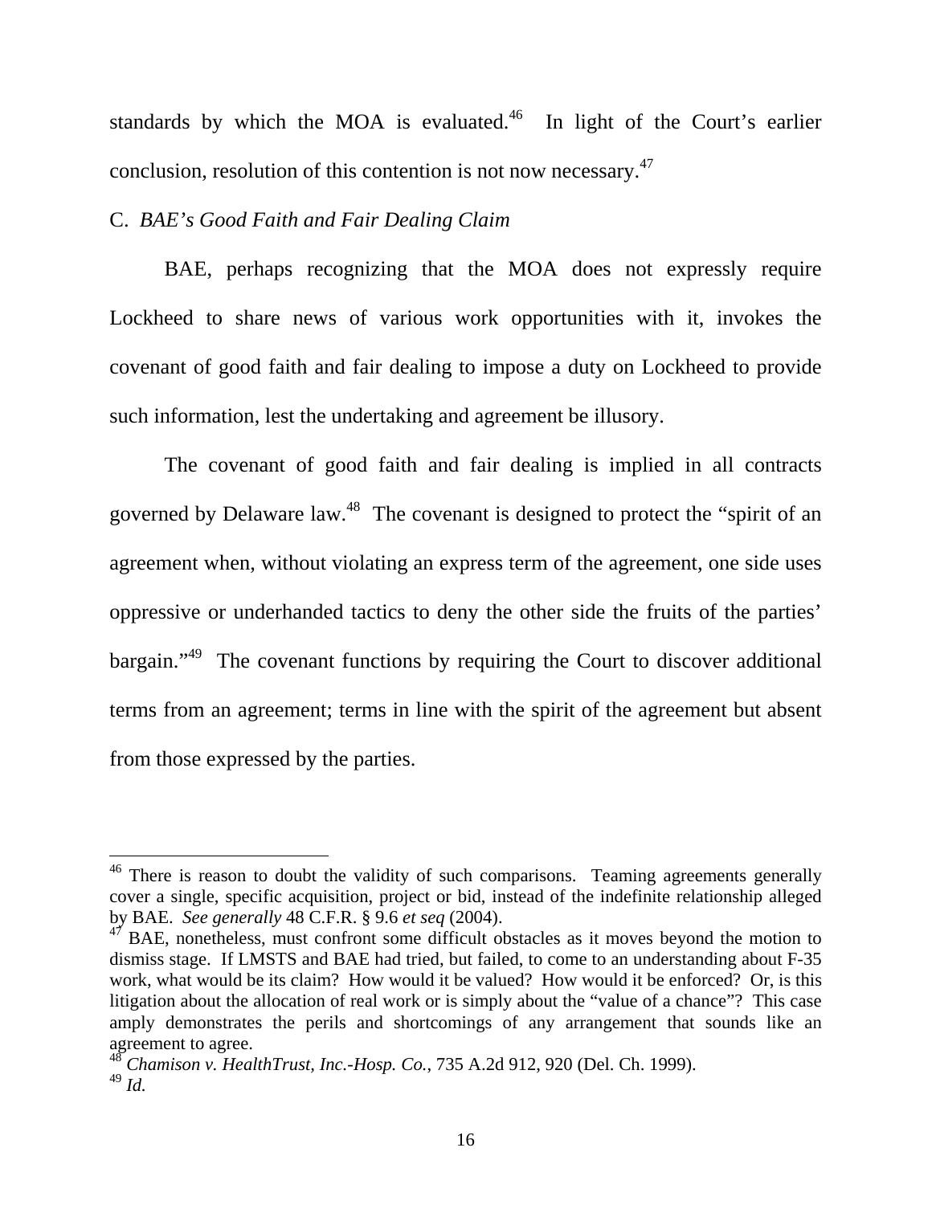standards by which the MOA is evaluated.[46] In light of the Court's earlier conclusion, resolution of this contention is not now necessary.[47]

C. *BAE's Good Faith and Fair Dealing Claim*

BAE, perhaps recognizing that the MOA does not expressly require Lockheed to share news of various work opportunities with it, invokes the covenant of good faith and fair dealing to impose a duty on Lockheed to provide such information, lest the undertaking and agreement be illusory.

The covenant of good faith and fair dealing is implied in all contracts governed by Delaware law.[48] The covenant is designed to protect the "spirit of an agreement when, without violating an express term of the agreement, one side uses oppressive or underhanded tactics to deny the other side the fruits of the parties' bargain."[49] The covenant functions by requiring the Court to discover additional terms from an agreement; terms in line with the spirit of the agreement but absent from those expressed by the parties.

---

[46] There is reason to doubt the validity of such comparisons. Teaming agreements generally cover a single, specific acquisition, project or bid, instead of the indefinite relationship alleged by BAE. *See generally* 48 C.F.R. § 9.6 *et seq* (2004).

[47] BAE, nonetheless, must confront some difficult obstacles as it moves beyond the motion to dismiss stage. If LMSTS and BAE had tried, but failed, to come to an understanding about F-35 work, what would be its claim? How would it be valued? How would it be enforced? Or, is this litigation about the allocation of real work or is simply about the "value of a chance"? This case amply demonstrates the perils and shortcomings of any arrangement that sounds like an agreement to agree.

[48] *Chamison v. HealthTrust, Inc.-Hosp. Co.*, 735 A.2d 912, 920 (Del. Ch. 1999).

[49] *Id.*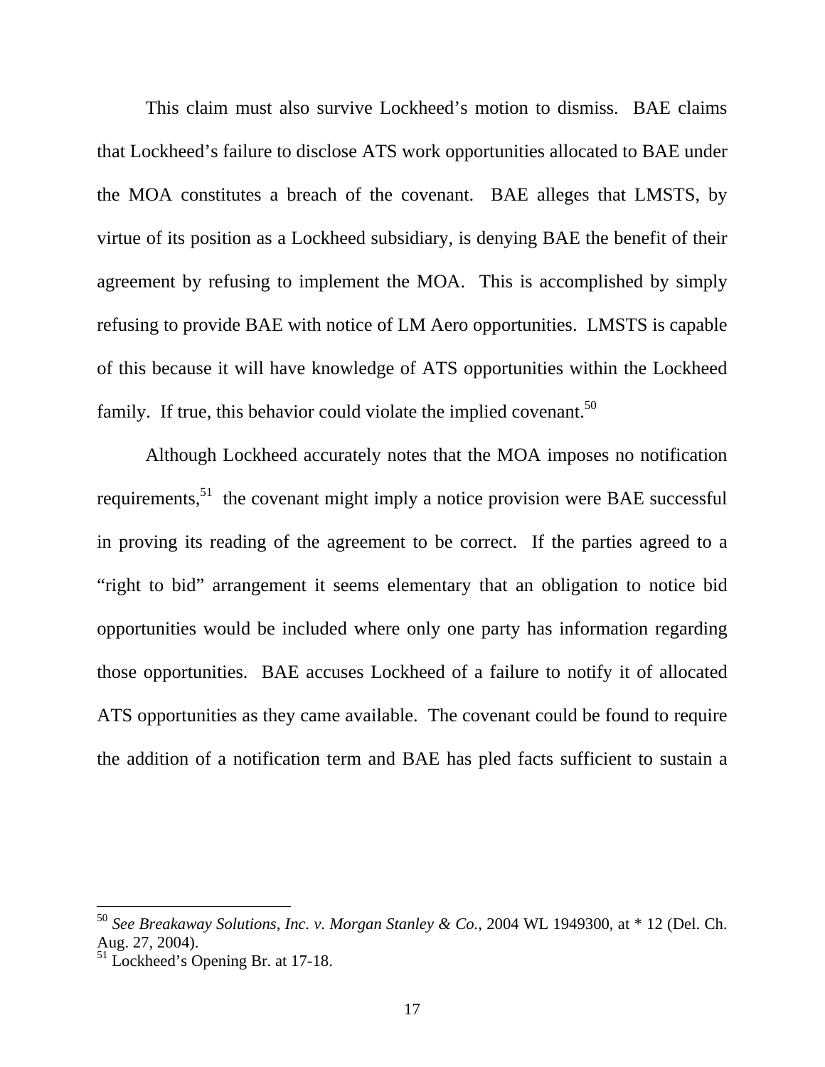This claim must also survive Lockheed's motion to dismiss. BAE claims that Lockheed's failure to disclose ATS work opportunities allocated to BAE under the MOA constitutes a breach of the covenant. BAE alleges that LMSTS, by virtue of its position as a Lockheed subsidiary, is denying BAE the benefit of their agreement by refusing to implement the MOA. This is accomplished by simply refusing to provide BAE with notice of LM Aero opportunities. LMSTS is capable of this because it will have knowledge of ATS opportunities within the Lockheed family. If true, this behavior could violate the implied covenant.[50]

Although Lockheed accurately notes that the MOA imposes no notification requirements,[51] the covenant might imply a notice provision were BAE successful in proving its reading of the agreement to be correct. If the parties agreed to a "right to bid" arrangement it seems elementary that an obligation to notice bid opportunities would be included where only one party has information regarding those opportunities. BAE accuses Lockheed of a failure to notify it of allocated ATS opportunities as they came available. The covenant could be found to require the addition of a notification term and BAE has pled facts sufficient to sustain a

---

[50] *See Breakaway Solutions, Inc. v. Morgan Stanley & Co.*, 2004 WL 1949300, at * 12 (Del. Ch. Aug. 27, 2004).

[51] Lockheed's Opening Br. at 17-18.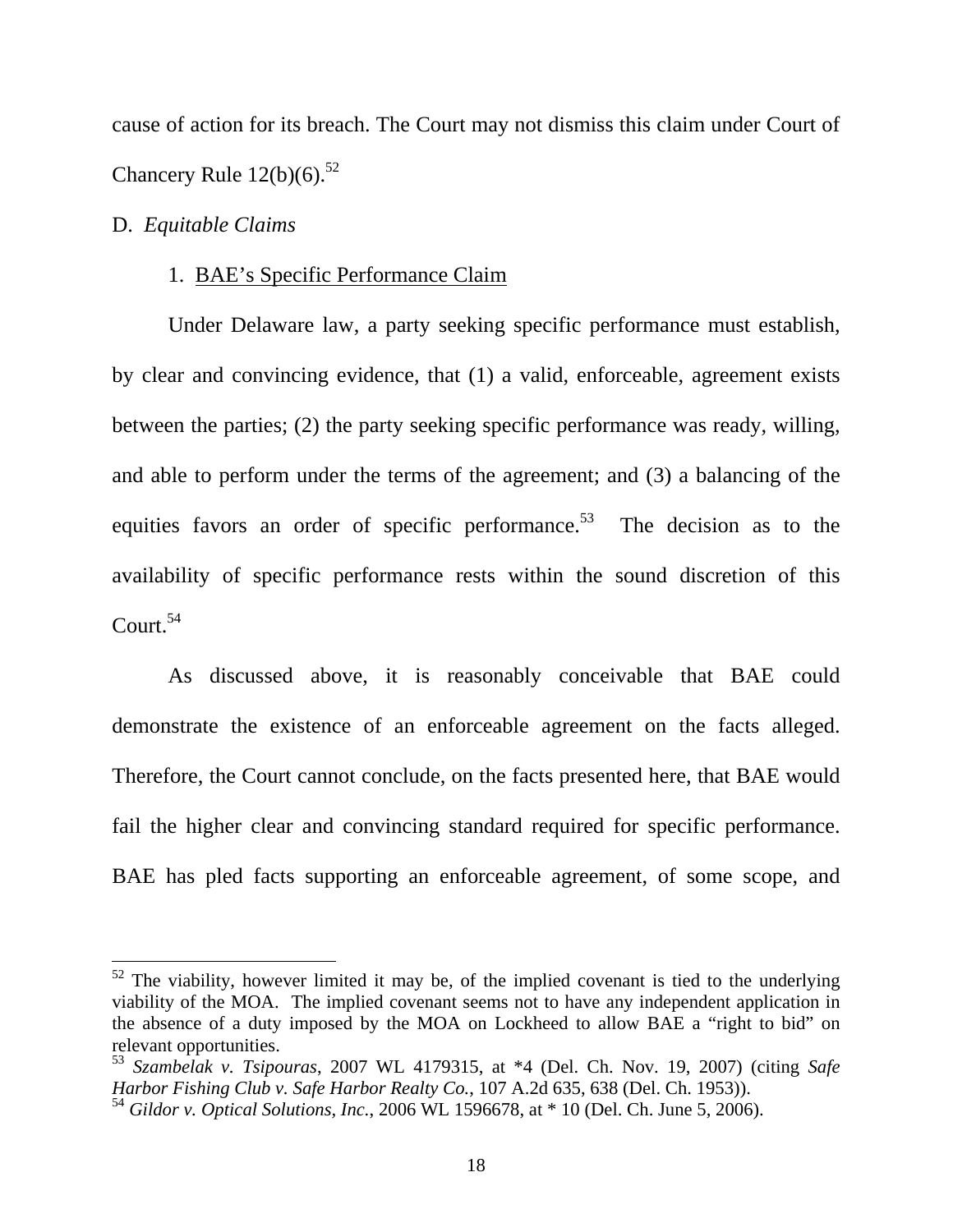cause of action for its breach. The Court may not dismiss this claim under Court of Chancery Rule 12(b)(6).[52]

D. *Equitable Claims*

1. <u>BAE's Specific Performance Claim</u>

Under Delaware law, a party seeking specific performance must establish, by clear and convincing evidence, that (1) a valid, enforceable, agreement exists between the parties; (2) the party seeking specific performance was ready, willing, and able to perform under the terms of the agreement; and (3) a balancing of the equities favors an order of specific performance.[53] The decision as to the availability of specific performance rests within the sound discretion of this Court.[54]

As discussed above, it is reasonably conceivable that BAE could demonstrate the existence of an enforceable agreement on the facts alleged. Therefore, the Court cannot conclude, on the facts presented here, that BAE would fail the higher clear and convincing standard required for specific performance. BAE has pled facts supporting an enforceable agreement, of some scope, and

---

[52] The viability, however limited it may be, of the implied covenant is tied to the underlying viability of the MOA. The implied covenant seems not to have any independent application in the absence of a duty imposed by the MOA on Lockheed to allow BAE a "right to bid" on relevant opportunities.

[53] *Szambelak v. Tsipouras*, 2007 WL 4179315, at *4 (Del. Ch. Nov. 19, 2007) (citing *Safe Harbor Fishing Club v. Safe Harbor Realty Co.*, 107 A.2d 635, 638 (Del. Ch. 1953)).

[54] *Gildor v. Optical Solutions, Inc.*, 2006 WL 1596678, at * 10 (Del. Ch. June 5, 2006).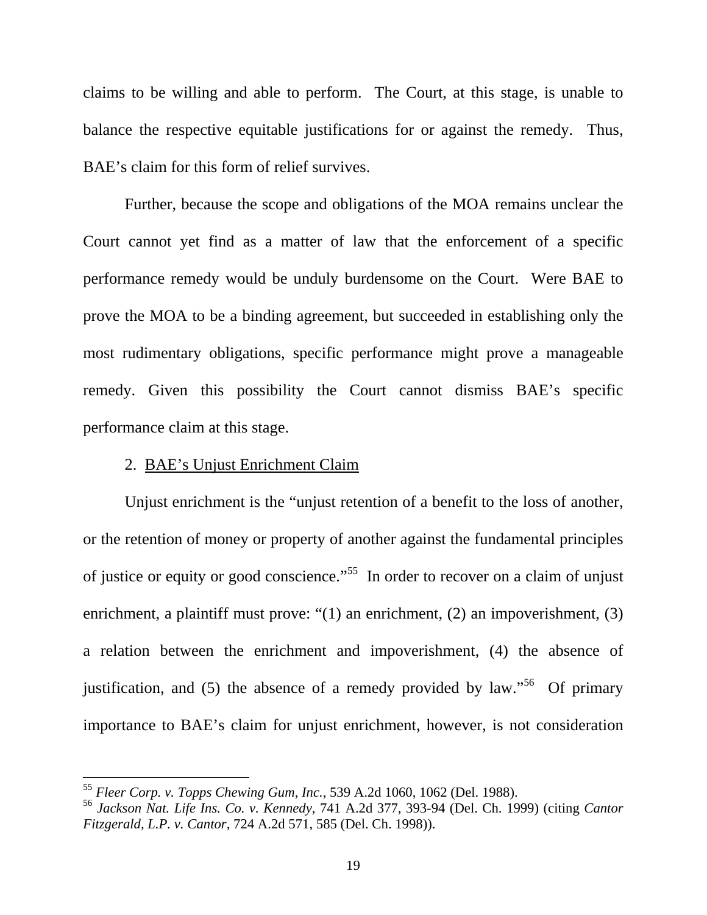claims to be willing and able to perform. The Court, at this stage, is unable to balance the respective equitable justifications for or against the remedy. Thus, BAE's claim for this form of relief survives.

Further, because the scope and obligations of the MOA remains unclear the Court cannot yet find as a matter of law that the enforcement of a specific performance remedy would be unduly burdensome on the Court. Were BAE to prove the MOA to be a binding agreement, but succeeded in establishing only the most rudimentary obligations, specific performance might prove a manageable remedy. Given this possibility the Court cannot dismiss BAE's specific performance claim at this stage.

2. <u>BAE's Unjust Enrichment Claim</u>

Unjust enrichment is the "unjust retention of a benefit to the loss of another, or the retention of money or property of another against the fundamental principles of justice or equity or good conscience."[55] In order to recover on a claim of unjust enrichment, a plaintiff must prove: "(1) an enrichment, (2) an impoverishment, (3) a relation between the enrichment and impoverishment, (4) the absence of justification, and (5) the absence of a remedy provided by law."[56] Of primary importance to BAE's claim for unjust enrichment, however, is not consideration

---

[55] *Fleer Corp. v. Topps Chewing Gum, Inc.*, 539 A.2d 1060, 1062 (Del. 1988).

[56] *Jackson Nat. Life Ins. Co. v. Kennedy*, 741 A.2d 377, 393-94 (Del. Ch. 1999) (citing *Cantor Fitzgerald, L.P. v. Cantor*, 724 A.2d 571, 585 (Del. Ch. 1998)).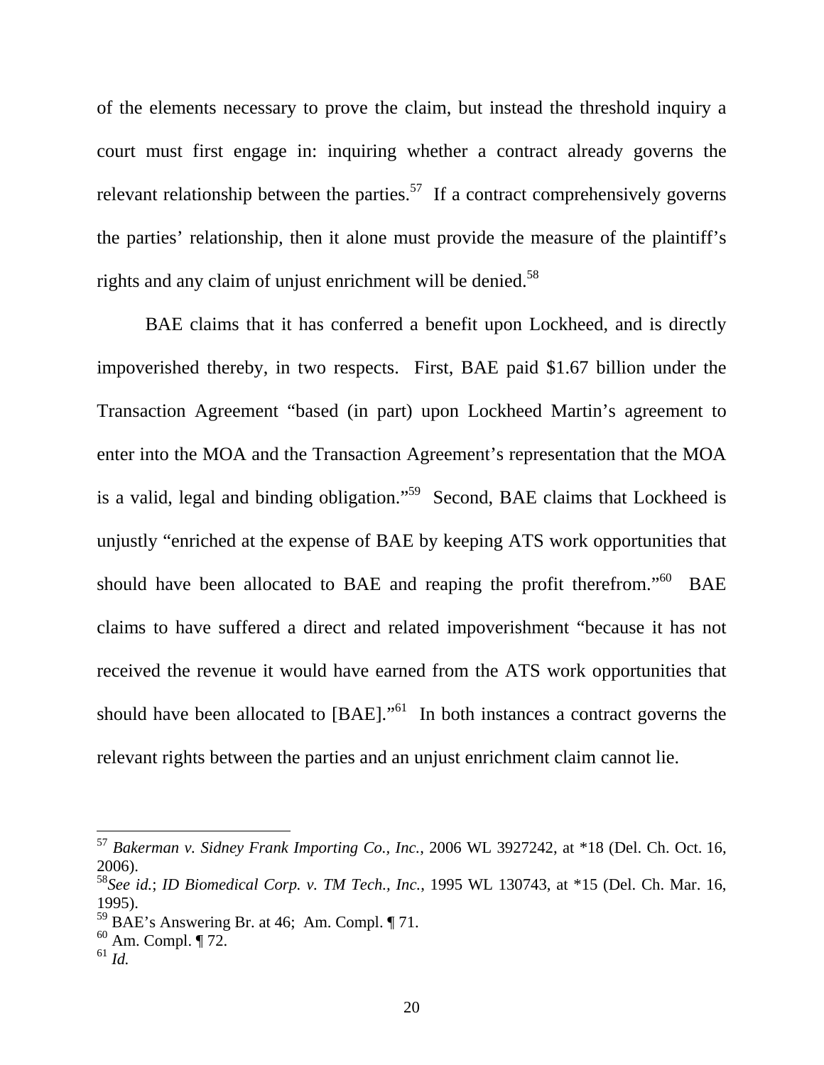of the elements necessary to prove the claim, but instead the threshold inquiry a court must first engage in: inquiring whether a contract already governs the relevant relationship between the parties.[57] If a contract comprehensively governs the parties' relationship, then it alone must provide the measure of the plaintiff's rights and any claim of unjust enrichment will be denied.[58]

BAE claims that it has conferred a benefit upon Lockheed, and is directly impoverished thereby, in two respects. First, BAE paid $1.67 billion under the Transaction Agreement "based (in part) upon Lockheed Martin's agreement to enter into the MOA and the Transaction Agreement's representation that the MOA is a valid, legal and binding obligation."[59] Second, BAE claims that Lockheed is unjustly "enriched at the expense of BAE by keeping ATS work opportunities that should have been allocated to BAE and reaping the profit therefrom."[60] BAE claims to have suffered a direct and related impoverishment "because it has not received the revenue it would have earned from the ATS work opportunities that should have been allocated to [BAE]."[61] In both instances a contract governs the relevant rights between the parties and an unjust enrichment claim cannot lie.

---

[57] *Bakerman v. Sidney Frank Importing Co., Inc.*, 2006 WL 3927242, at *18 (Del. Ch. Oct. 16, 2006).

[58] *See id.*; *ID Biomedical Corp. v. TM Tech., Inc.*, 1995 WL 130743, at *15 (Del. Ch. Mar. 16, 1995).

[59] BAE's Answering Br. at 46; Am. Compl. ¶ 71.

[60] Am. Compl. ¶ 72.

[61] *Id.*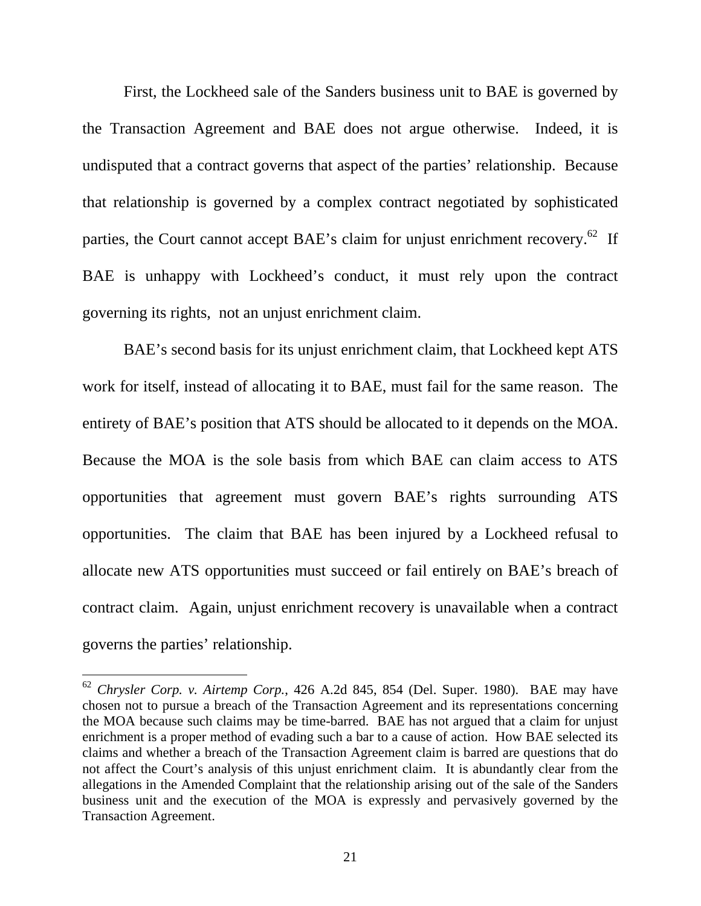First, the Lockheed sale of the Sanders business unit to BAE is governed by the Transaction Agreement and BAE does not argue otherwise. Indeed, it is undisputed that a contract governs that aspect of the parties' relationship. Because that relationship is governed by a complex contract negotiated by sophisticated parties, the Court cannot accept BAE's claim for unjust enrichment recovery.[62] If BAE is unhappy with Lockheed's conduct, it must rely upon the contract governing its rights, not an unjust enrichment claim.

BAE's second basis for its unjust enrichment claim, that Lockheed kept ATS work for itself, instead of allocating it to BAE, must fail for the same reason. The entirety of BAE's position that ATS should be allocated to it depends on the MOA. Because the MOA is the sole basis from which BAE can claim access to ATS opportunities that agreement must govern BAE's rights surrounding ATS opportunities. The claim that BAE has been injured by a Lockheed refusal to allocate new ATS opportunities must succeed or fail entirely on BAE's breach of contract claim. Again, unjust enrichment recovery is unavailable when a contract governs the parties' relationship.

---

[62] *Chrysler Corp. v. Airtemp Corp.*, 426 A.2d 845, 854 (Del. Super. 1980). BAE may have chosen not to pursue a breach of the Transaction Agreement and its representations concerning the MOA because such claims may be time-barred. BAE has not argued that a claim for unjust enrichment is a proper method of evading such a bar to a cause of action. How BAE selected its claims and whether a breach of the Transaction Agreement claim is barred are questions that do not affect the Court's analysis of this unjust enrichment claim. It is abundantly clear from the allegations in the Amended Complaint that the relationship arising out of the sale of the Sanders business unit and the execution of the MOA is expressly and pervasively governed by the Transaction Agreement.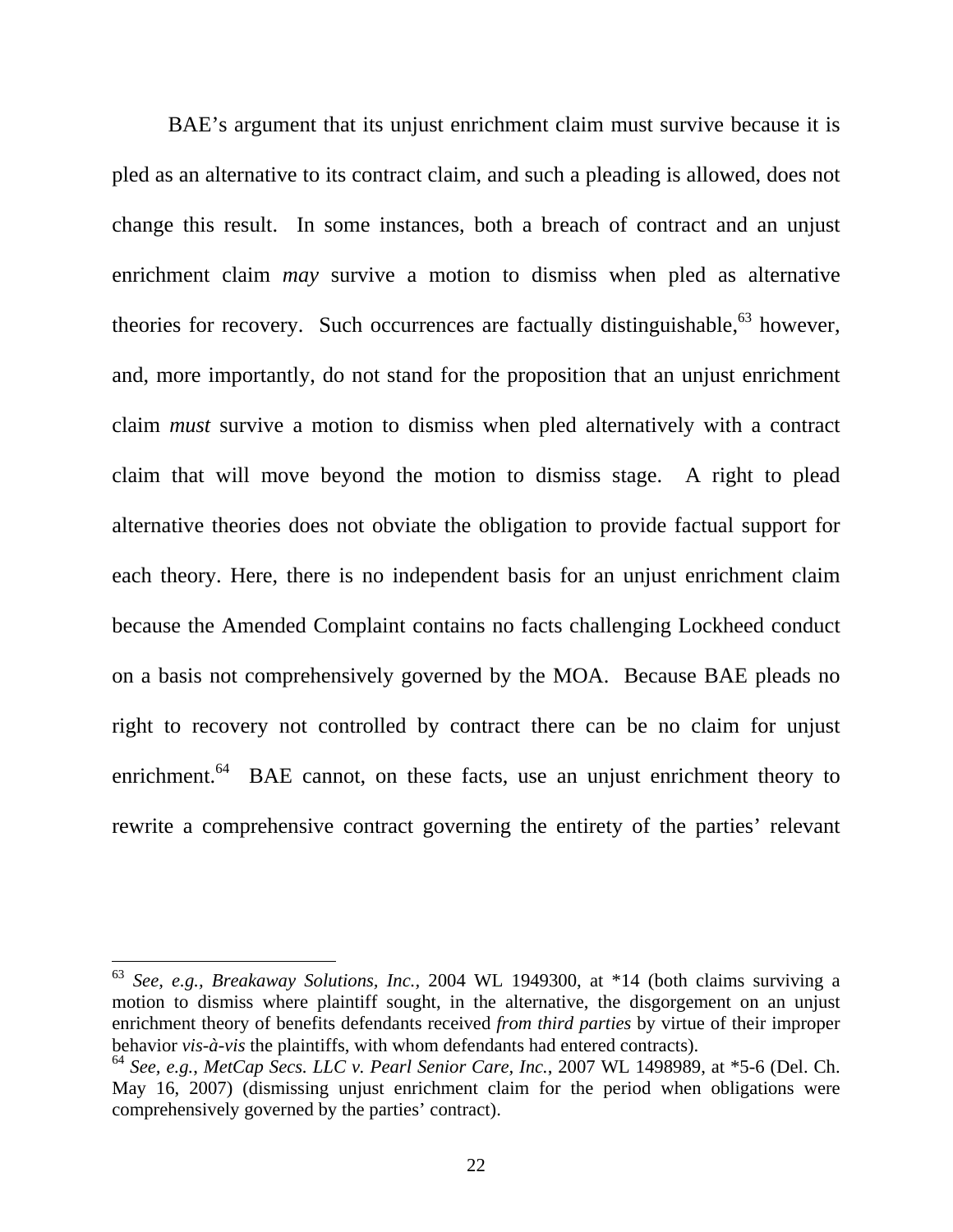BAE's argument that its unjust enrichment claim must survive because it is pled as an alternative to its contract claim, and such a pleading is allowed, does not change this result. In some instances, both a breach of contract and an unjust enrichment claim *may* survive a motion to dismiss when pled as alternative theories for recovery. Such occurrences are factually distinguishable,[63] however, and, more importantly, do not stand for the proposition that an unjust enrichment claim *must* survive a motion to dismiss when pled alternatively with a contract claim that will move beyond the motion to dismiss stage. A right to plead alternative theories does not obviate the obligation to provide factual support for each theory. Here, there is no independent basis for an unjust enrichment claim because the Amended Complaint contains no facts challenging Lockheed conduct on a basis not comprehensively governed by the MOA. Because BAE pleads no right to recovery not controlled by contract there can be no claim for unjust enrichment.[64] BAE cannot, on these facts, use an unjust enrichment theory to rewrite a comprehensive contract governing the entirety of the parties' relevant

---

[63] *See, e.g., Breakaway Solutions, Inc.*, 2004 WL 1949300, at *14 (both claims surviving a motion to dismiss where plaintiff sought, in the alternative, the disgorgement on an unjust enrichment theory of benefits defendants received *from third parties* by virtue of their improper behavior *vis-à-vis* the plaintiffs, with whom defendants had entered contracts).

[64] *See, e.g., MetCap Secs. LLC v. Pearl Senior Care, Inc.*, 2007 WL 1498989, at *5-6 (Del. Ch. May 16, 2007) (dismissing unjust enrichment claim for the period when obligations were comprehensively governed by the parties' contract).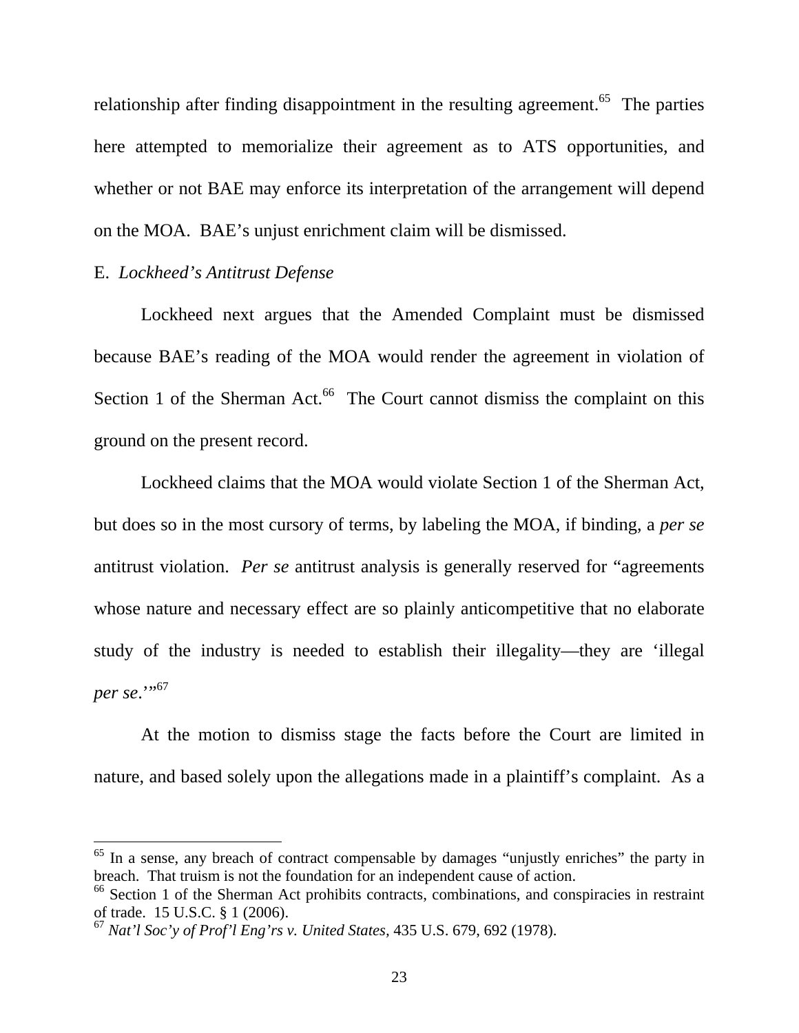relationship after finding disappointment in the resulting agreement.[65] The parties here attempted to memorialize their agreement as to ATS opportunities, and whether or not BAE may enforce its interpretation of the arrangement will depend on the MOA. BAE's unjust enrichment claim will be dismissed.

E. *Lockheed's Antitrust Defense*

Lockheed next argues that the Amended Complaint must be dismissed because BAE's reading of the MOA would render the agreement in violation of Section 1 of the Sherman Act.[66] The Court cannot dismiss the complaint on this ground on the present record.

Lockheed claims that the MOA would violate Section 1 of the Sherman Act, but does so in the most cursory of terms, by labeling the MOA, if binding, a *per se* antitrust violation. *Per se* antitrust analysis is generally reserved for "agreements whose nature and necessary effect are so plainly anticompetitive that no elaborate study of the industry is needed to establish their illegality—they are 'illegal *per se*.'"[67]

At the motion to dismiss stage the facts before the Court are limited in nature, and based solely upon the allegations made in a plaintiff's complaint. As a

---

[65] In a sense, any breach of contract compensable by damages "unjustly enriches" the party in breach. That truism is not the foundation for an independent cause of action.

[66] Section 1 of the Sherman Act prohibits contracts, combinations, and conspiracies in restraint of trade. 15 U.S.C. § 1 (2006).

[67] *Nat'l Soc'y of Prof'l Eng'rs v. United States*, 435 U.S. 679, 692 (1978).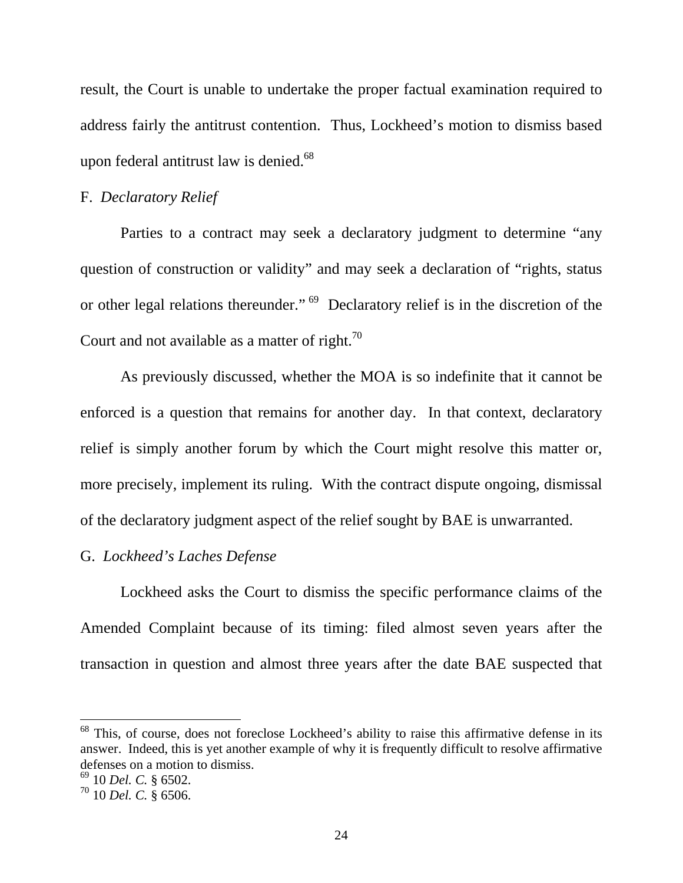result, the Court is unable to undertake the proper factual examination required to address fairly the antitrust contention. Thus, Lockheed's motion to dismiss based upon federal antitrust law is denied.[68]

F. *Declaratory Relief*

Parties to a contract may seek a declaratory judgment to determine "any question of construction or validity" and may seek a declaration of "rights, status or other legal relations thereunder."[69] Declaratory relief is in the discretion of the Court and not available as a matter of right.[70]

As previously discussed, whether the MOA is so indefinite that it cannot be enforced is a question that remains for another day. In that context, declaratory relief is simply another forum by which the Court might resolve this matter or, more precisely, implement its ruling. With the contract dispute ongoing, dismissal of the declaratory judgment aspect of the relief sought by BAE is unwarranted.

G. *Lockheed's Laches Defense*

Lockheed asks the Court to dismiss the specific performance claims of the Amended Complaint because of its timing: filed almost seven years after the transaction in question and almost three years after the date BAE suspected that

---

[68] This, of course, does not foreclose Lockheed's ability to raise this affirmative defense in its answer. Indeed, this is yet another example of why it is frequently difficult to resolve affirmative defenses on a motion to dismiss.

[69] 10 *Del. C.* § 6502.

[70] 10 *Del. C.* § 6506.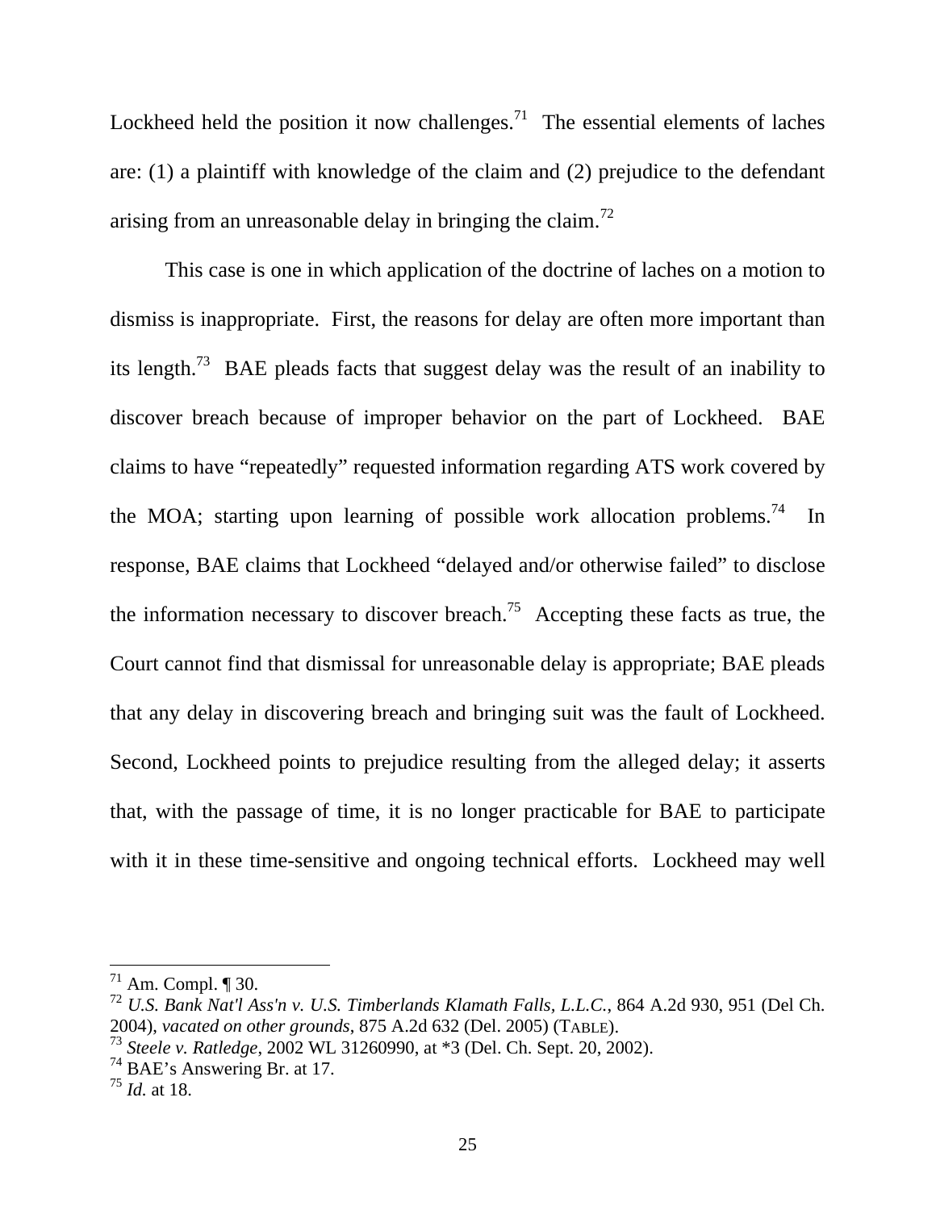Lockheed held the position it now challenges.[71] The essential elements of laches are: (1) a plaintiff with knowledge of the claim and (2) prejudice to the defendant arising from an unreasonable delay in bringing the claim.[72]

This case is one in which application of the doctrine of laches on a motion to dismiss is inappropriate. First, the reasons for delay are often more important than its length.[73] BAE pleads facts that suggest delay was the result of an inability to discover breach because of improper behavior on the part of Lockheed. BAE claims to have "repeatedly" requested information regarding ATS work covered by the MOA; starting upon learning of possible work allocation problems.[74] In response, BAE claims that Lockheed "delayed and/or otherwise failed" to disclose the information necessary to discover breach.[75] Accepting these facts as true, the Court cannot find that dismissal for unreasonable delay is appropriate; BAE pleads that any delay in discovering breach and bringing suit was the fault of Lockheed. Second, Lockheed points to prejudice resulting from the alleged delay; it asserts that, with the passage of time, it is no longer practicable for BAE to participate with it in these time-sensitive and ongoing technical efforts. Lockheed may well

---

[71] Am. Compl. ¶ 30.

[72] *U.S. Bank Nat'l Ass'n v. U.S. Timberlands Klamath Falls, L.L.C.*, 864 A.2d 930, 951 (Del Ch. 2004), *vacated on other grounds*, 875 A.2d 632 (Del. 2005) (TABLE).

[73] *Steele v. Ratledge*, 2002 WL 31260990, at *3 (Del. Ch. Sept. 20, 2002).

[74] BAE's Answering Br. at 17.

[75] *Id.* at 18.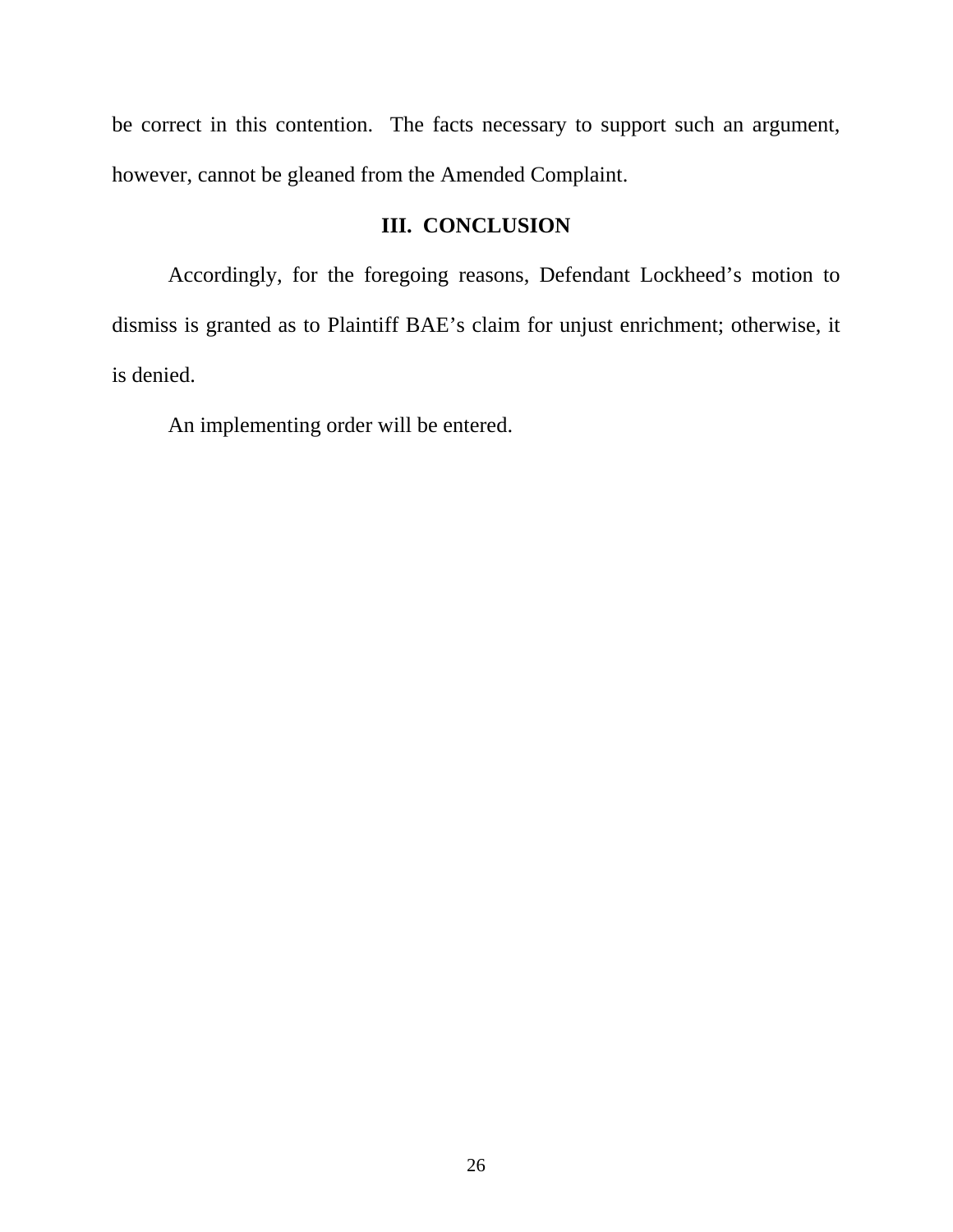be correct in this contention. The facts necessary to support such an argument, however, cannot be gleaned from the Amended Complaint.

## III. CONCLUSION

Accordingly, for the foregoing reasons, Defendant Lockheed's motion to dismiss is granted as to Plaintiff BAE's claim for unjust enrichment; otherwise, it is denied.

An implementing order will be entered.